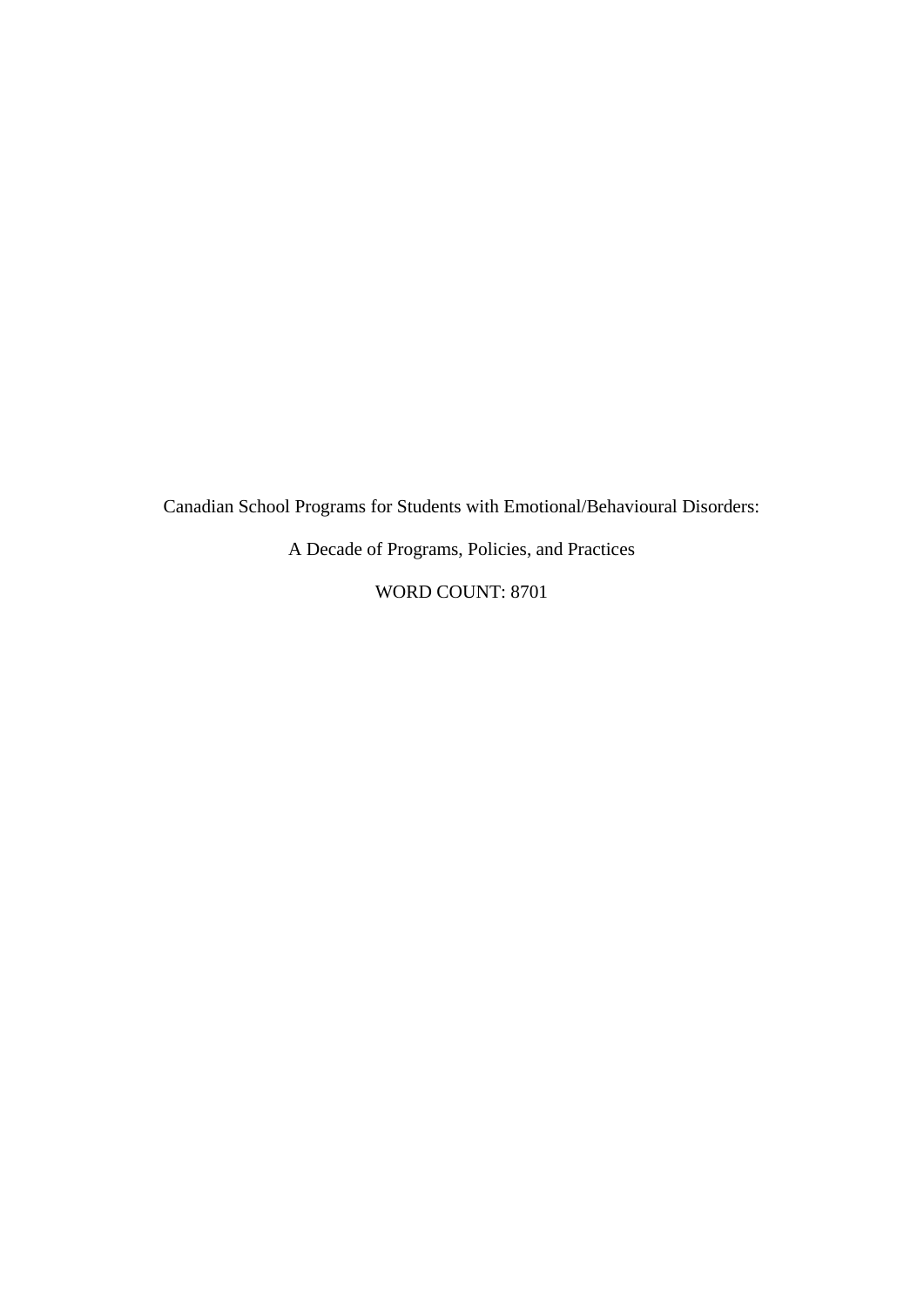# Canadian School Programs for Students with Emotional/Behavioural Disorders:

## A Decade of Programs, Policies, and Practices

WORD COUNT: 8701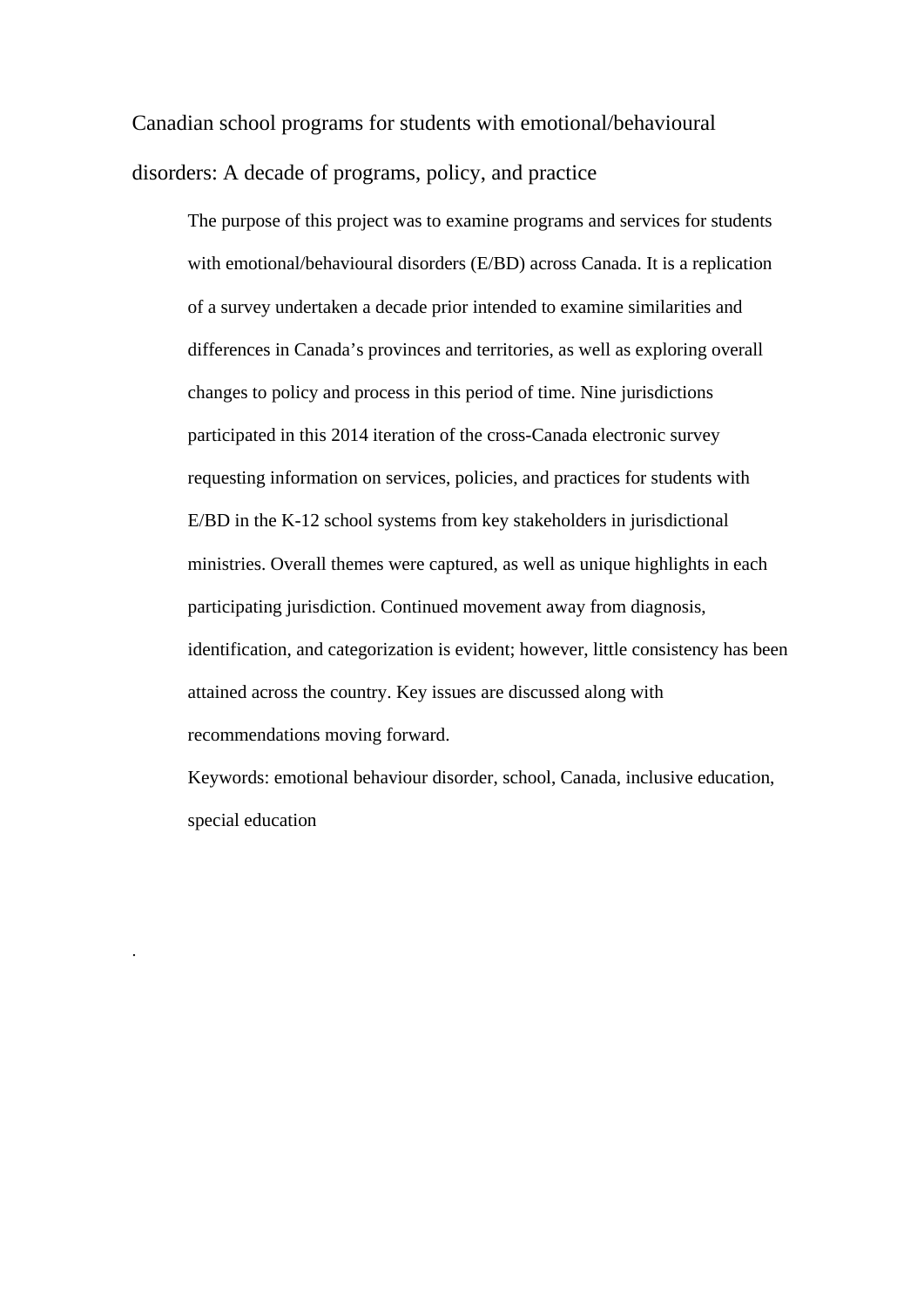# Canadian school programs for students with emotional/behavioural disorders: A decade of programs, policy, and practice

The purpose of this project was to examine programs and services for students with emotional/behavioural disorders (E/BD) across Canada. It is a replication of a survey undertaken a decade prior intended to examine similarities and differences in Canada's provinces and territories, as well as exploring overall changes to policy and process in this period of time. Nine jurisdictions participated in this 2014 iteration of the cross-Canada electronic survey requesting information on services, policies, and practices for students with E/BD in the K-12 school systems from key stakeholders in jurisdictional ministries. Overall themes were captured, as well as unique highlights in each participating jurisdiction. Continued movement away from diagnosis, identification, and categorization is evident; however, little consistency has been attained across the country. Key issues are discussed along with recommendations moving forward.

Keywords: emotional behaviour disorder, school, Canada, inclusive education, special education

.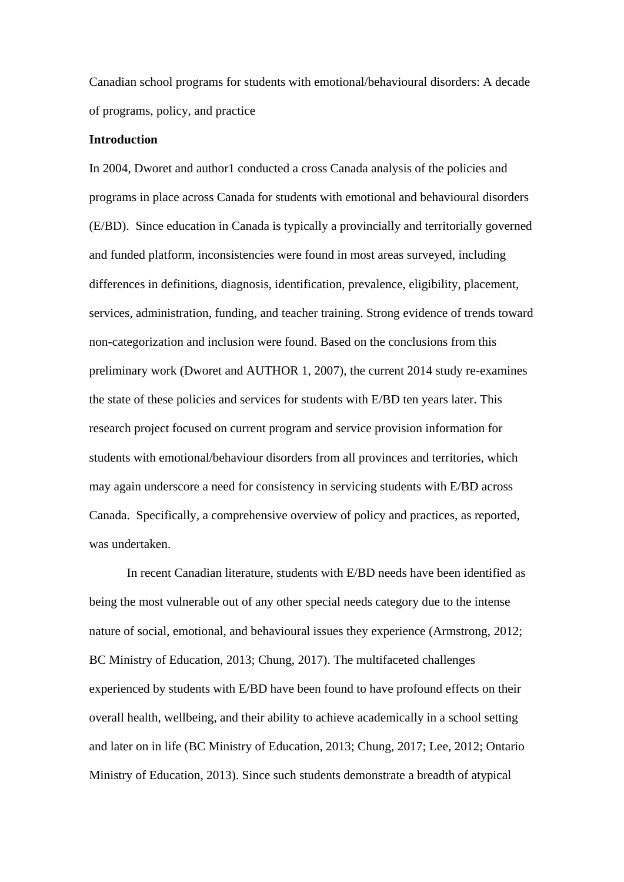Canadian school programs for students with emotional/behavioural disorders: A decade of programs, policy, and practice

**Introduction**

In 2004, Dworet and author1 conducted a cross Canada analysis of the policies and programs in place across Canada for students with emotional and behavioural disorders (E/BD). Since education in Canada is typically a provincially and territorially governed and funded platform, inconsistencies were found in most areas surveyed, including differences in definitions, diagnosis, identification, prevalence, eligibility, placement, services, administration, funding, and teacher training. Strong evidence of trends toward non-categorization and inclusion were found. Based on the conclusions from this preliminary work (Dworet and AUTHOR 1, 2007), the current 2014 study re-examines the state of these policies and services for students with E/BD ten years later. This research project focused on current program and service provision information for students with emotional/behaviour disorders from all provinces and territories, which may again underscore a need for consistency in servicing students with E/BD across Canada. Specifically, a comprehensive overview of policy and practices, as reported, was undertaken.

In recent Canadian literature, students with E/BD needs have been identified as being the most vulnerable out of any other special needs category due to the intense nature of social, emotional, and behavioural issues they experience (Armstrong, 2012; BC Ministry of Education, 2013; Chung, 2017). The multifaceted challenges experienced by students with E/BD have been found to have profound effects on their overall health, wellbeing, and their ability to achieve academically in a school setting and later on in life (BC Ministry of Education, 2013; Chung, 2017; Lee, 2012; Ontario Ministry of Education, 2013). Since such students demonstrate a breadth of atypical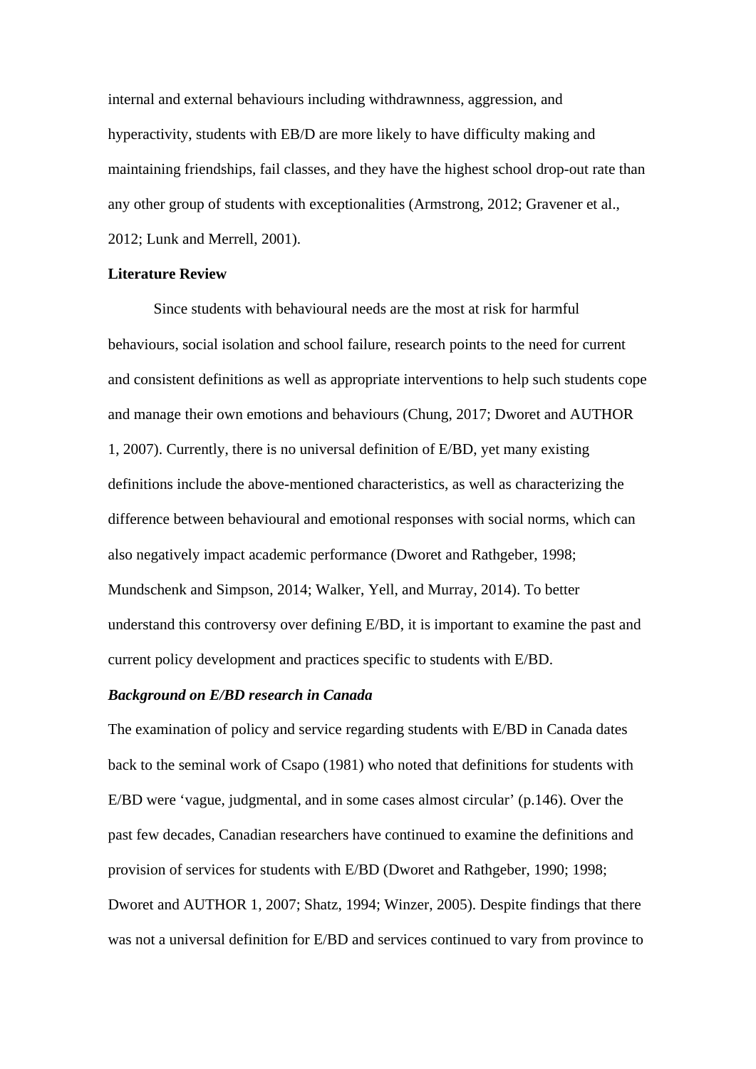internal and external behaviours including withdrawnness, aggression, and hyperactivity, students with EB/D are more likely to have difficulty making and maintaining friendships, fail classes, and they have the highest school drop-out rate than any other group of students with exceptionalities (Armstrong, 2012; Gravener et al., 2012; Lunk and Merrell, 2001).

**Literature Review**

Since students with behavioural needs are the most at risk for harmful behaviours, social isolation and school failure, research points to the need for current and consistent definitions as well as appropriate interventions to help such students cope and manage their own emotions and behaviours (Chung, 2017; Dworet and AUTHOR 1, 2007). Currently, there is no universal definition of E/BD, yet many existing definitions include the above-mentioned characteristics, as well as characterizing the difference between behavioural and emotional responses with social norms, which can also negatively impact academic performance (Dworet and Rathgeber, 1998; Mundschenk and Simpson, 2014; Walker, Yell, and Murray, 2014). To better understand this controversy over defining E/BD, it is important to examine the past and current policy development and practices specific to students with E/BD.

***Background on E/BD research in Canada***

The examination of policy and service regarding students with E/BD in Canada dates back to the seminal work of Csapo (1981) who noted that definitions for students with E/BD were 'vague, judgmental, and in some cases almost circular' (p.146). Over the past few decades, Canadian researchers have continued to examine the definitions and provision of services for students with E/BD (Dworet and Rathgeber, 1990; 1998; Dworet and AUTHOR 1, 2007; Shatz, 1994; Winzer, 2005). Despite findings that there was not a universal definition for E/BD and services continued to vary from province to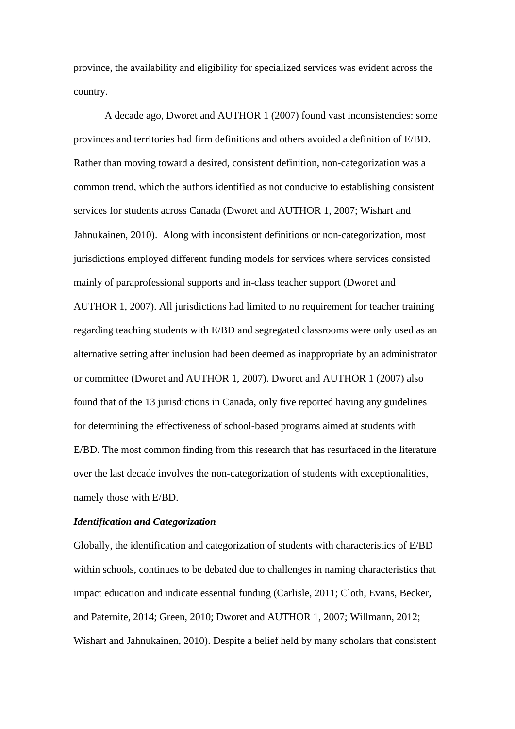province, the availability and eligibility for specialized services was evident across the country.

A decade ago, Dworet and AUTHOR 1 (2007) found vast inconsistencies: some provinces and territories had firm definitions and others avoided a definition of E/BD. Rather than moving toward a desired, consistent definition, non-categorization was a common trend, which the authors identified as not conducive to establishing consistent services for students across Canada (Dworet and AUTHOR 1, 2007; Wishart and Jahnukainen, 2010). Along with inconsistent definitions or non-categorization, most jurisdictions employed different funding models for services where services consisted mainly of paraprofessional supports and in-class teacher support (Dworet and AUTHOR 1, 2007). All jurisdictions had limited to no requirement for teacher training regarding teaching students with E/BD and segregated classrooms were only used as an alternative setting after inclusion had been deemed as inappropriate by an administrator or committee (Dworet and AUTHOR 1, 2007). Dworet and AUTHOR 1 (2007) also found that of the 13 jurisdictions in Canada, only five reported having any guidelines for determining the effectiveness of school-based programs aimed at students with E/BD. The most common finding from this research that has resurfaced in the literature over the last decade involves the non-categorization of students with exceptionalities, namely those with E/BD.

***Identification and Categorization***

Globally, the identification and categorization of students with characteristics of E/BD within schools, continues to be debated due to challenges in naming characteristics that impact education and indicate essential funding (Carlisle, 2011; Cloth, Evans, Becker, and Paternite, 2014; Green, 2010; Dworet and AUTHOR 1, 2007; Willmann, 2012; Wishart and Jahnukainen, 2010). Despite a belief held by many scholars that consistent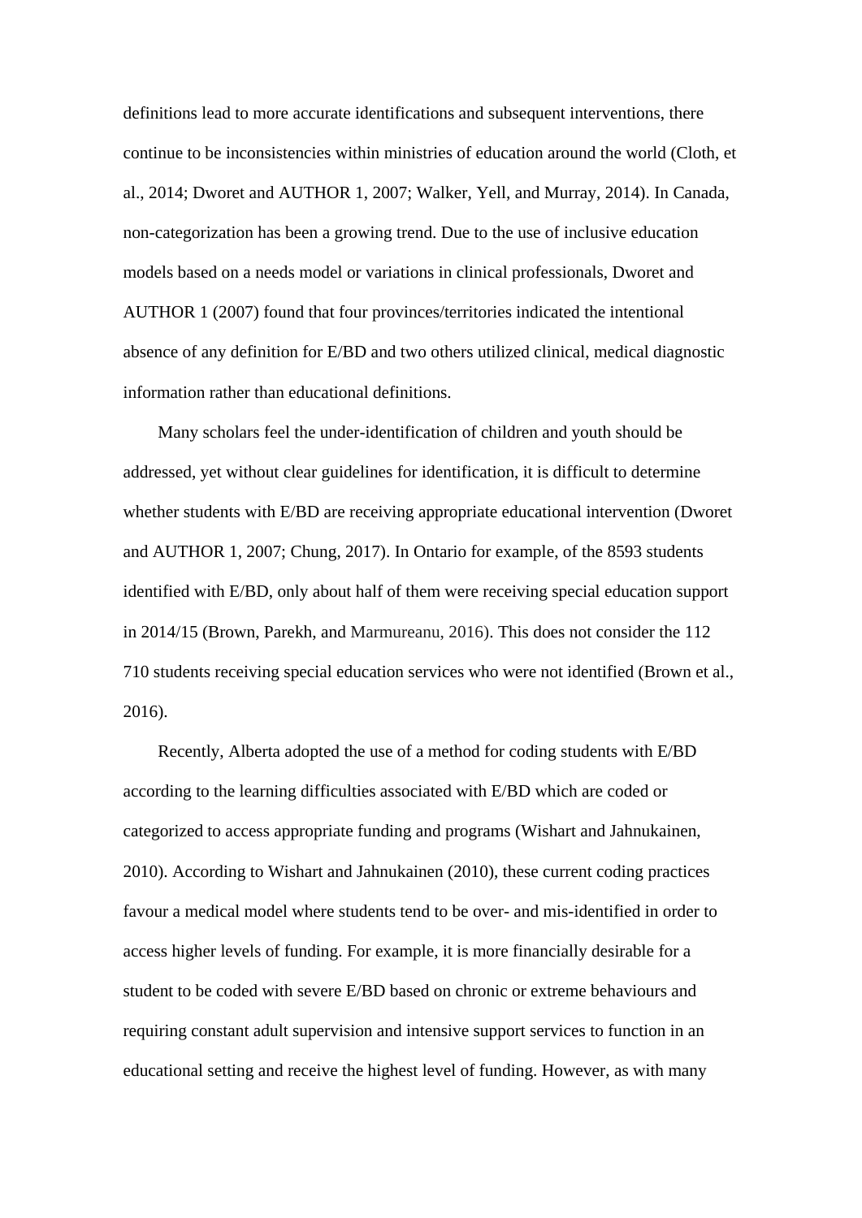definitions lead to more accurate identifications and subsequent interventions, there continue to be inconsistencies within ministries of education around the world (Cloth, et al., 2014; Dworet and AUTHOR 1, 2007; Walker, Yell, and Murray, 2014). In Canada, non-categorization has been a growing trend. Due to the use of inclusive education models based on a needs model or variations in clinical professionals, Dworet and AUTHOR 1 (2007) found that four provinces/territories indicated the intentional absence of any definition for E/BD and two others utilized clinical, medical diagnostic information rather than educational definitions.

Many scholars feel the under-identification of children and youth should be addressed, yet without clear guidelines for identification, it is difficult to determine whether students with E/BD are receiving appropriate educational intervention (Dworet and AUTHOR 1, 2007; Chung, 2017). In Ontario for example, of the 8593 students identified with E/BD, only about half of them were receiving special education support in 2014/15 (Brown, Parekh, and Marmureanu, 2016). This does not consider the 112 710 students receiving special education services who were not identified (Brown et al., 2016).

Recently, Alberta adopted the use of a method for coding students with E/BD according to the learning difficulties associated with E/BD which are coded or categorized to access appropriate funding and programs (Wishart and Jahnukainen, 2010). According to Wishart and Jahnukainen (2010), these current coding practices favour a medical model where students tend to be over- and mis-identified in order to access higher levels of funding. For example, it is more financially desirable for a student to be coded with severe E/BD based on chronic or extreme behaviours and requiring constant adult supervision and intensive support services to function in an educational setting and receive the highest level of funding. However, as with many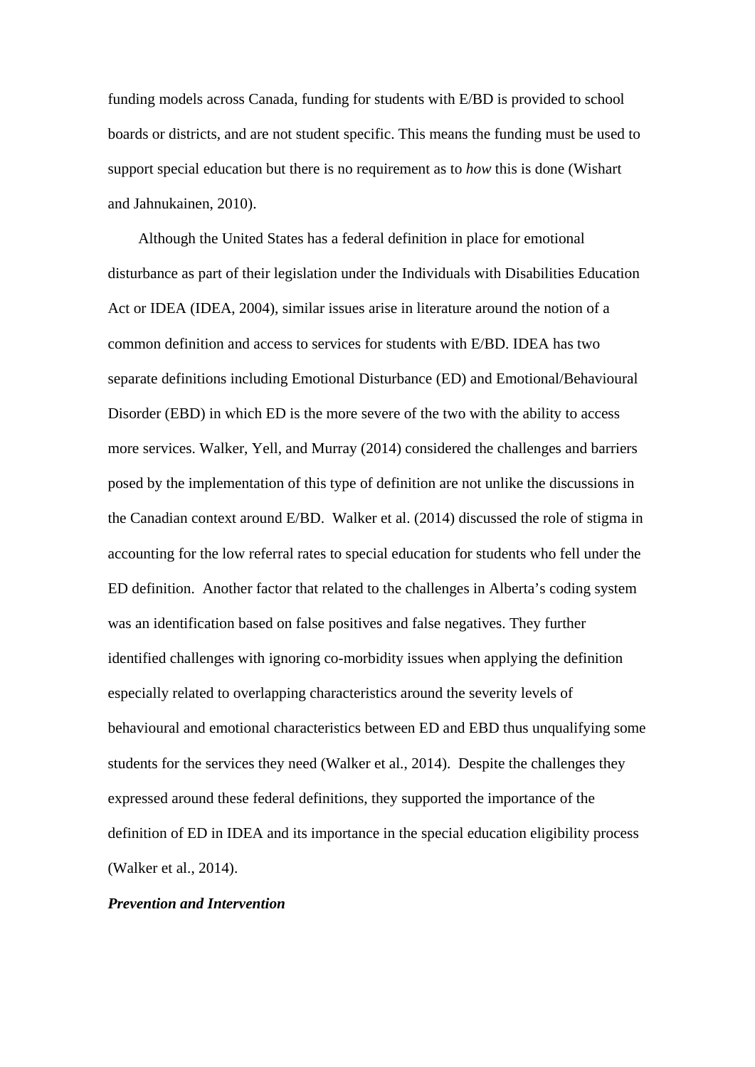funding models across Canada, funding for students with E/BD is provided to school boards or districts, and are not student specific. This means the funding must be used to support special education but there is no requirement as to *how* this is done (Wishart and Jahnukainen, 2010).

Although the United States has a federal definition in place for emotional disturbance as part of their legislation under the Individuals with Disabilities Education Act or IDEA (IDEA, 2004), similar issues arise in literature around the notion of a common definition and access to services for students with E/BD. IDEA has two separate definitions including Emotional Disturbance (ED) and Emotional/Behavioural Disorder (EBD) in which ED is the more severe of the two with the ability to access more services. Walker, Yell, and Murray (2014) considered the challenges and barriers posed by the implementation of this type of definition are not unlike the discussions in the Canadian context around E/BD. Walker et al. (2014) discussed the role of stigma in accounting for the low referral rates to special education for students who fell under the ED definition. Another factor that related to the challenges in Alberta's coding system was an identification based on false positives and false negatives. They further identified challenges with ignoring co-morbidity issues when applying the definition especially related to overlapping characteristics around the severity levels of behavioural and emotional characteristics between ED and EBD thus unqualifying some students for the services they need (Walker et al., 2014). Despite the challenges they expressed around these federal definitions, they supported the importance of the definition of ED in IDEA and its importance in the special education eligibility process (Walker et al., 2014).

***Prevention and Intervention***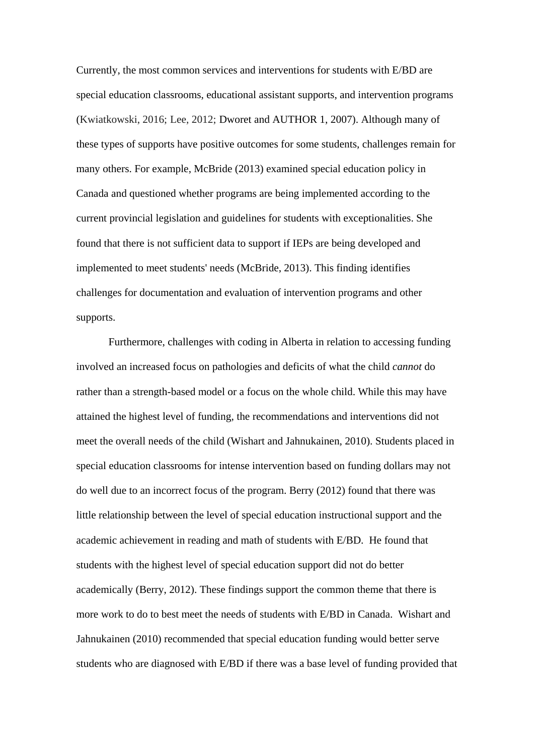Currently, the most common services and interventions for students with E/BD are special education classrooms, educational assistant supports, and intervention programs (Kwiatkowski, 2016; Lee, 2012; Dworet and AUTHOR 1, 2007). Although many of these types of supports have positive outcomes for some students, challenges remain for many others. For example, McBride (2013) examined special education policy in Canada and questioned whether programs are being implemented according to the current provincial legislation and guidelines for students with exceptionalities. She found that there is not sufficient data to support if IEPs are being developed and implemented to meet students' needs (McBride, 2013). This finding identifies challenges for documentation and evaluation of intervention programs and other supports.

Furthermore, challenges with coding in Alberta in relation to accessing funding involved an increased focus on pathologies and deficits of what the child *cannot* do rather than a strength-based model or a focus on the whole child. While this may have attained the highest level of funding, the recommendations and interventions did not meet the overall needs of the child (Wishart and Jahnukainen, 2010). Students placed in special education classrooms for intense intervention based on funding dollars may not do well due to an incorrect focus of the program. Berry (2012) found that there was little relationship between the level of special education instructional support and the academic achievement in reading and math of students with E/BD. He found that students with the highest level of special education support did not do better academically (Berry, 2012). These findings support the common theme that there is more work to do to best meet the needs of students with E/BD in Canada. Wishart and Jahnukainen (2010) recommended that special education funding would better serve students who are diagnosed with E/BD if there was a base level of funding provided that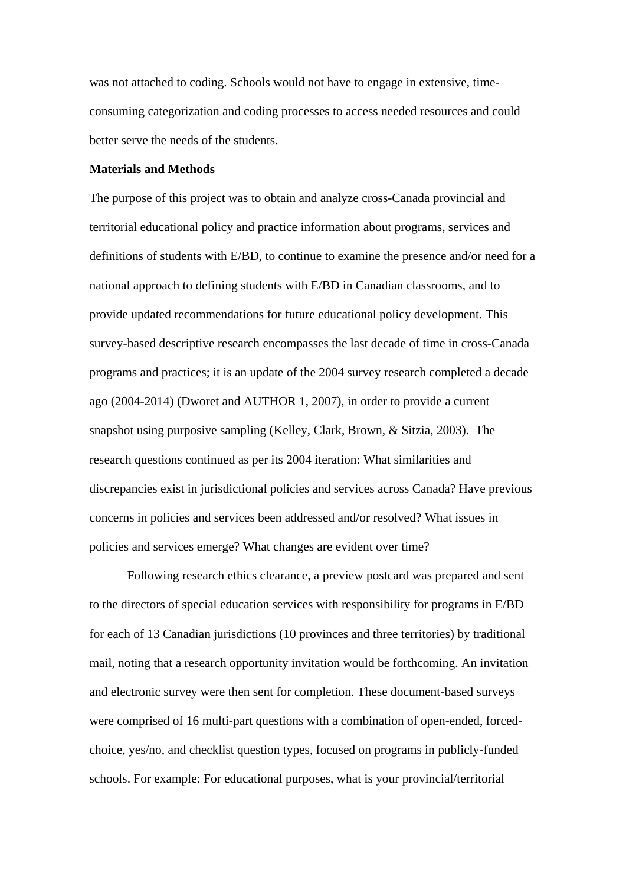was not attached to coding. Schools would not have to engage in extensive, time-consuming categorization and coding processes to access needed resources and could better serve the needs of the students.

**Materials and Methods**

The purpose of this project was to obtain and analyze cross-Canada provincial and territorial educational policy and practice information about programs, services and definitions of students with E/BD, to continue to examine the presence and/or need for a national approach to defining students with E/BD in Canadian classrooms, and to provide updated recommendations for future educational policy development. This survey-based descriptive research encompasses the last decade of time in cross-Canada programs and practices; it is an update of the 2004 survey research completed a decade ago (2004-2014) (Dworet and AUTHOR 1, 2007), in order to provide a current snapshot using purposive sampling (Kelley, Clark, Brown, & Sitzia, 2003). The research questions continued as per its 2004 iteration: What similarities and discrepancies exist in jurisdictional policies and services across Canada? Have previous concerns in policies and services been addressed and/or resolved? What issues in policies and services emerge? What changes are evident over time?

Following research ethics clearance, a preview postcard was prepared and sent to the directors of special education services with responsibility for programs in E/BD for each of 13 Canadian jurisdictions (10 provinces and three territories) by traditional mail, noting that a research opportunity invitation would be forthcoming. An invitation and electronic survey were then sent for completion. These document-based surveys were comprised of 16 multi-part questions with a combination of open-ended, forced-choice, yes/no, and checklist question types, focused on programs in publicly-funded schools. For example: For educational purposes, what is your provincial/territorial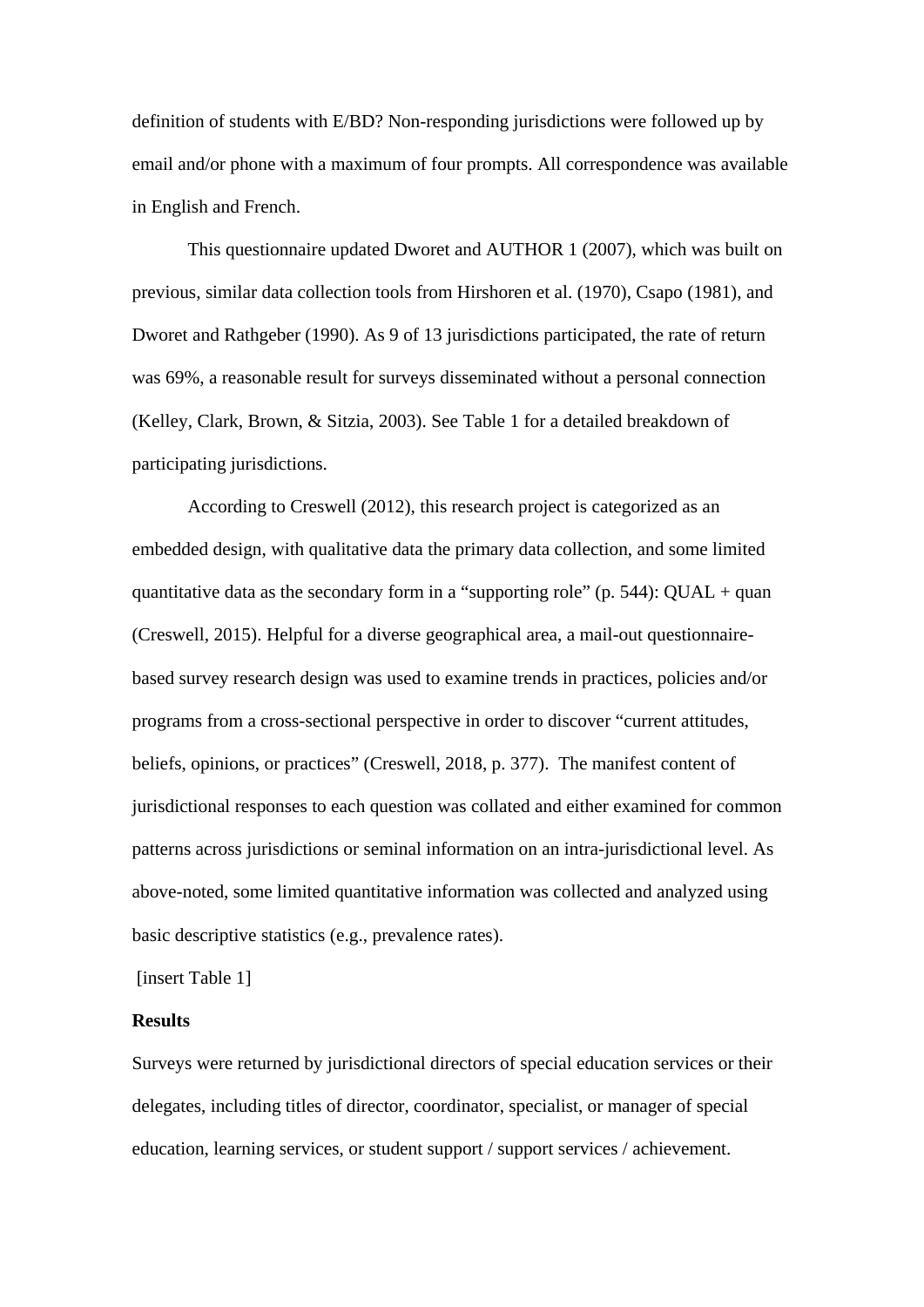definition of students with E/BD? Non-responding jurisdictions were followed up by email and/or phone with a maximum of four prompts. All correspondence was available in English and French.

This questionnaire updated Dworet and AUTHOR 1 (2007), which was built on previous, similar data collection tools from Hirshoren et al. (1970), Csapo (1981), and Dworet and Rathgeber (1990). As 9 of 13 jurisdictions participated, the rate of return was 69%, a reasonable result for surveys disseminated without a personal connection (Kelley, Clark, Brown, & Sitzia, 2003). See Table 1 for a detailed breakdown of participating jurisdictions.

According to Creswell (2012), this research project is categorized as an embedded design, with qualitative data the primary data collection, and some limited quantitative data as the secondary form in a "supporting role" (p. 544): QUAL + quan (Creswell, 2015). Helpful for a diverse geographical area, a mail-out questionnaire-based survey research design was used to examine trends in practices, policies and/or programs from a cross-sectional perspective in order to discover "current attitudes, beliefs, opinions, or practices" (Creswell, 2018, p. 377). The manifest content of jurisdictional responses to each question was collated and either examined for common patterns across jurisdictions or seminal information on an intra-jurisdictional level. As above-noted, some limited quantitative information was collected and analyzed using basic descriptive statistics (e.g., prevalence rates).

[insert Table 1]

**Results**

Surveys were returned by jurisdictional directors of special education services or their delegates, including titles of director, coordinator, specialist, or manager of special education, learning services, or student support / support services / achievement.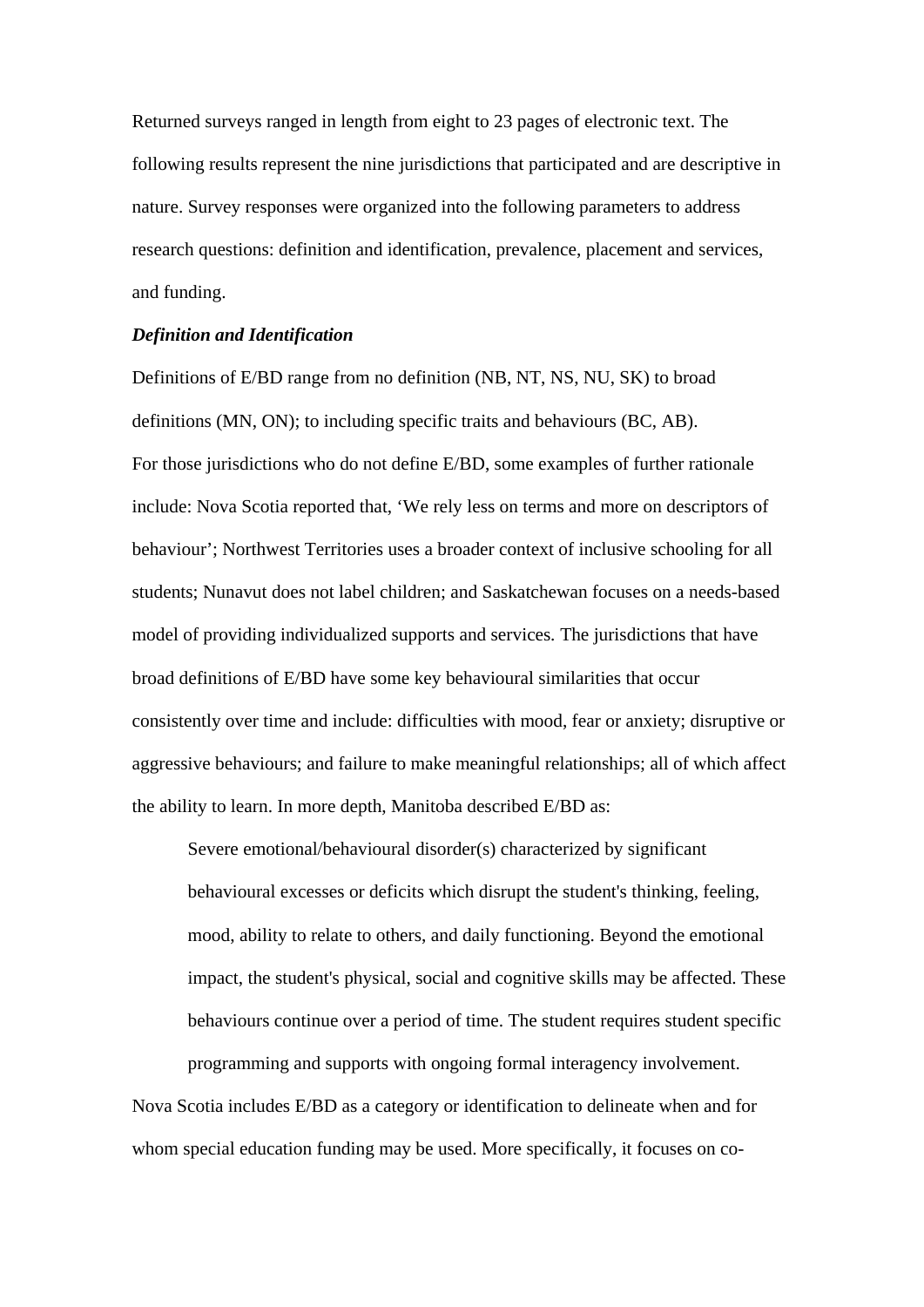Returned surveys ranged in length from eight to 23 pages of electronic text. The following results represent the nine jurisdictions that participated and are descriptive in nature. Survey responses were organized into the following parameters to address research questions: definition and identification, prevalence, placement and services, and funding.

***Definition and Identification***

Definitions of E/BD range from no definition (NB, NT, NS, NU, SK) to broad definitions (MN, ON); to including specific traits and behaviours (BC, AB).

For those jurisdictions who do not define E/BD, some examples of further rationale include: Nova Scotia reported that, 'We rely less on terms and more on descriptors of behaviour'; Northwest Territories uses a broader context of inclusive schooling for all students; Nunavut does not label children; and Saskatchewan focuses on a needs-based model of providing individualized supports and services. The jurisdictions that have broad definitions of E/BD have some key behavioural similarities that occur consistently over time and include: difficulties with mood, fear or anxiety; disruptive or aggressive behaviours; and failure to make meaningful relationships; all of which affect the ability to learn. In more depth, Manitoba described E/BD as:

> Severe emotional/behavioural disorder(s) characterized by significant behavioural excesses or deficits which disrupt the student's thinking, feeling, mood, ability to relate to others, and daily functioning. Beyond the emotional impact, the student's physical, social and cognitive skills may be affected. These behaviours continue over a period of time. The student requires student specific programming and supports with ongoing formal interagency involvement.

Nova Scotia includes E/BD as a category or identification to delineate when and for whom special education funding may be used. More specifically, it focuses on co-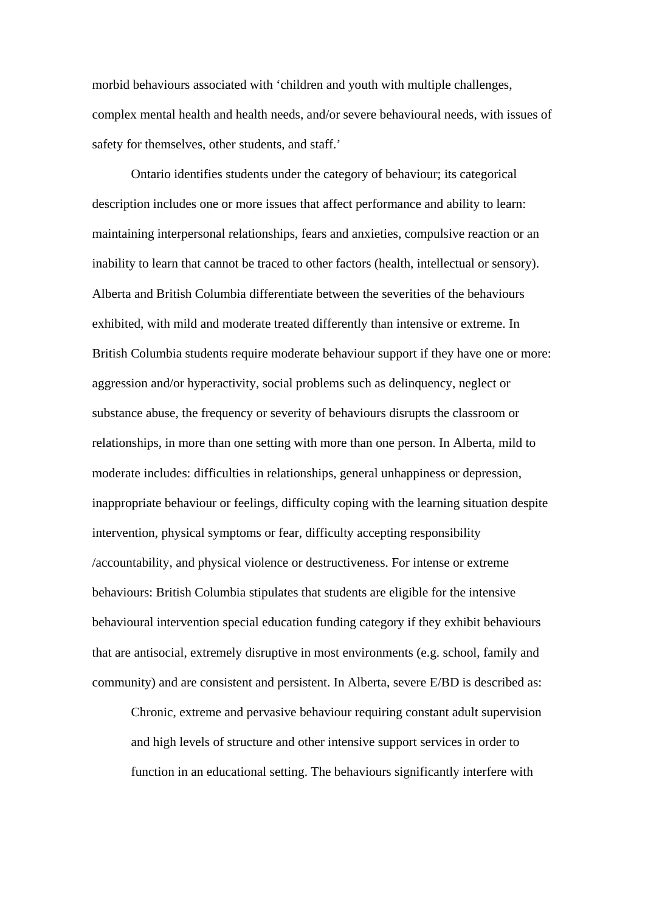morbid behaviours associated with ‘children and youth with multiple challenges, complex mental health and health needs, and/or severe behavioural needs, with issues of safety for themselves, other students, and staff.’

Ontario identifies students under the category of behaviour; its categorical description includes one or more issues that affect performance and ability to learn: maintaining interpersonal relationships, fears and anxieties, compulsive reaction or an inability to learn that cannot be traced to other factors (health, intellectual or sensory). Alberta and British Columbia differentiate between the severities of the behaviours exhibited, with mild and moderate treated differently than intensive or extreme. In British Columbia students require moderate behaviour support if they have one or more: aggression and/or hyperactivity, social problems such as delinquency, neglect or substance abuse, the frequency or severity of behaviours disrupts the classroom or relationships, in more than one setting with more than one person. In Alberta, mild to moderate includes: difficulties in relationships, general unhappiness or depression, inappropriate behaviour or feelings, difficulty coping with the learning situation despite intervention, physical symptoms or fear, difficulty accepting responsibility /accountability, and physical violence or destructiveness. For intense or extreme behaviours: British Columbia stipulates that students are eligible for the intensive behavioural intervention special education funding category if they exhibit behaviours that are antisocial, extremely disruptive in most environments (e.g. school, family and community) and are consistent and persistent. In Alberta, severe E/BD is described as:

> Chronic, extreme and pervasive behaviour requiring constant adult supervision and high levels of structure and other intensive support services in order to function in an educational setting. The behaviours significantly interfere with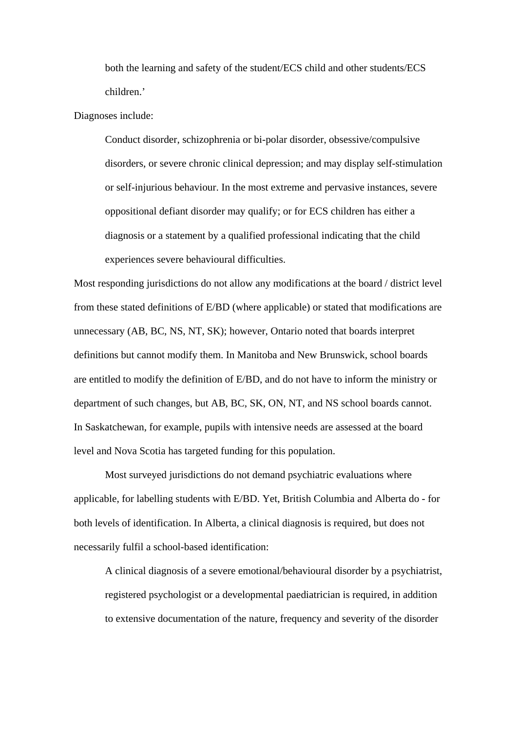> both the learning and safety of the student/ECS child and other students/ECS children.'

Diagnoses include:

> Conduct disorder, schizophrenia or bi-polar disorder, obsessive/compulsive disorders, or severe chronic clinical depression; and may display self-stimulation or self-injurious behaviour. In the most extreme and pervasive instances, severe oppositional defiant disorder may qualify; or for ECS children has either a diagnosis or a statement by a qualified professional indicating that the child experiences severe behavioural difficulties.

Most responding jurisdictions do not allow any modifications at the board / district level from these stated definitions of E/BD (where applicable) or stated that modifications are unnecessary (AB, BC, NS, NT, SK); however, Ontario noted that boards interpret definitions but cannot modify them. In Manitoba and New Brunswick, school boards are entitled to modify the definition of E/BD, and do not have to inform the ministry or department of such changes, but AB, BC, SK, ON, NT, and NS school boards cannot. In Saskatchewan, for example, pupils with intensive needs are assessed at the board level and Nova Scotia has targeted funding for this population.

Most surveyed jurisdictions do not demand psychiatric evaluations where applicable, for labelling students with E/BD. Yet, British Columbia and Alberta do - for both levels of identification. In Alberta, a clinical diagnosis is required, but does not necessarily fulfil a school-based identification:

> A clinical diagnosis of a severe emotional/behavioural disorder by a psychiatrist, registered psychologist or a developmental paediatrician is required, in addition to extensive documentation of the nature, frequency and severity of the disorder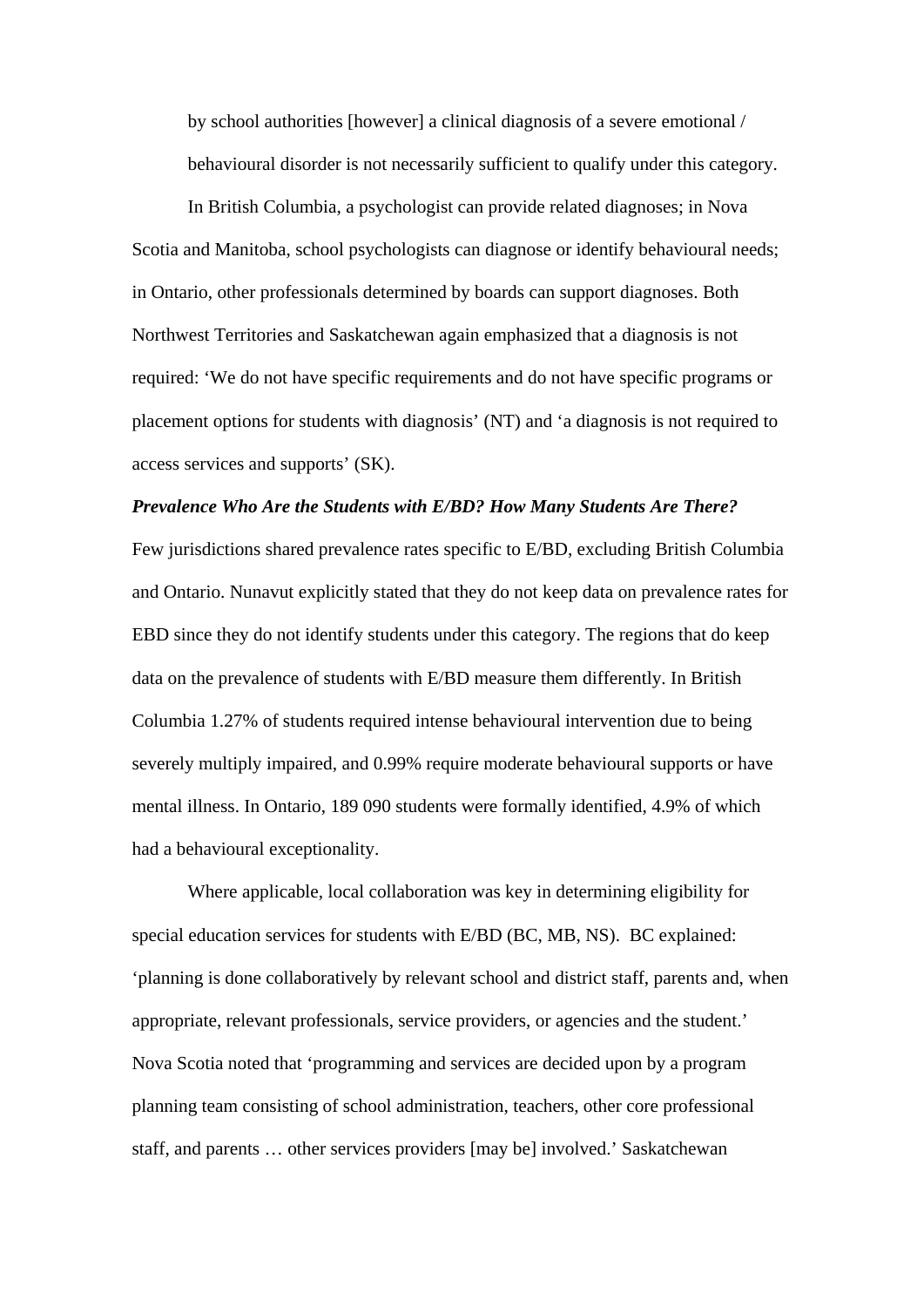by school authorities [however] a clinical diagnosis of a severe emotional / behavioural disorder is not necessarily sufficient to qualify under this category.

In British Columbia, a psychologist can provide related diagnoses; in Nova Scotia and Manitoba, school psychologists can diagnose or identify behavioural needs; in Ontario, other professionals determined by boards can support diagnoses. Both Northwest Territories and Saskatchewan again emphasized that a diagnosis is not required: 'We do not have specific requirements and do not have specific programs or placement options for students with diagnosis' (NT) and 'a diagnosis is not required to access services and supports' (SK).

***Prevalence Who Are the Students with E/BD? How Many Students Are There?***

Few jurisdictions shared prevalence rates specific to E/BD, excluding British Columbia and Ontario. Nunavut explicitly stated that they do not keep data on prevalence rates for EBD since they do not identify students under this category. The regions that do keep data on the prevalence of students with E/BD measure them differently. In British Columbia 1.27% of students required intense behavioural intervention due to being severely multiply impaired, and 0.99% require moderate behavioural supports or have mental illness. In Ontario, 189 090 students were formally identified, 4.9% of which had a behavioural exceptionality.

Where applicable, local collaboration was key in determining eligibility for special education services for students with E/BD (BC, MB, NS). BC explained: 'planning is done collaboratively by relevant school and district staff, parents and, when appropriate, relevant professionals, service providers, or agencies and the student.' Nova Scotia noted that 'programming and services are decided upon by a program planning team consisting of school administration, teachers, other core professional staff, and parents … other services providers [may be] involved.' Saskatchewan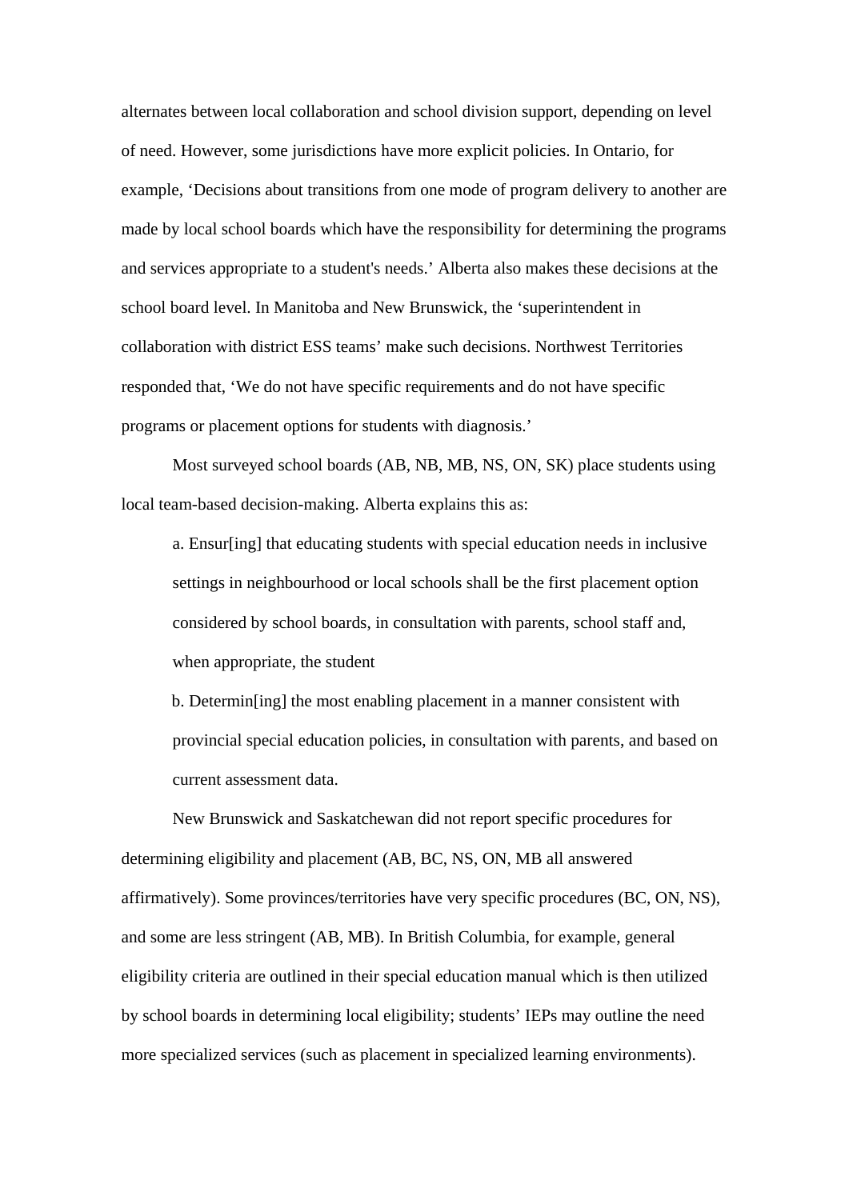alternates between local collaboration and school division support, depending on level of need. However, some jurisdictions have more explicit policies. In Ontario, for example, 'Decisions about transitions from one mode of program delivery to another are made by local school boards which have the responsibility for determining the programs and services appropriate to a student's needs.' Alberta also makes these decisions at the school board level. In Manitoba and New Brunswick, the 'superintendent in collaboration with district ESS teams' make such decisions. Northwest Territories responded that, 'We do not have specific requirements and do not have specific programs or placement options for students with diagnosis.'

Most surveyed school boards (AB, NB, MB, NS, ON, SK) place students using local team-based decision-making. Alberta explains this as:

> a. Ensur[ing] that educating students with special education needs in inclusive settings in neighbourhood or local schools shall be the first placement option considered by school boards, in consultation with parents, school staff and, when appropriate, the student
>
> b. Determin[ing] the most enabling placement in a manner consistent with provincial special education policies, in consultation with parents, and based on current assessment data.

New Brunswick and Saskatchewan did not report specific procedures for determining eligibility and placement (AB, BC, NS, ON, MB all answered affirmatively). Some provinces/territories have very specific procedures (BC, ON, NS), and some are less stringent (AB, MB). In British Columbia, for example, general eligibility criteria are outlined in their special education manual which is then utilized by school boards in determining local eligibility; students' IEPs may outline the need more specialized services (such as placement in specialized learning environments).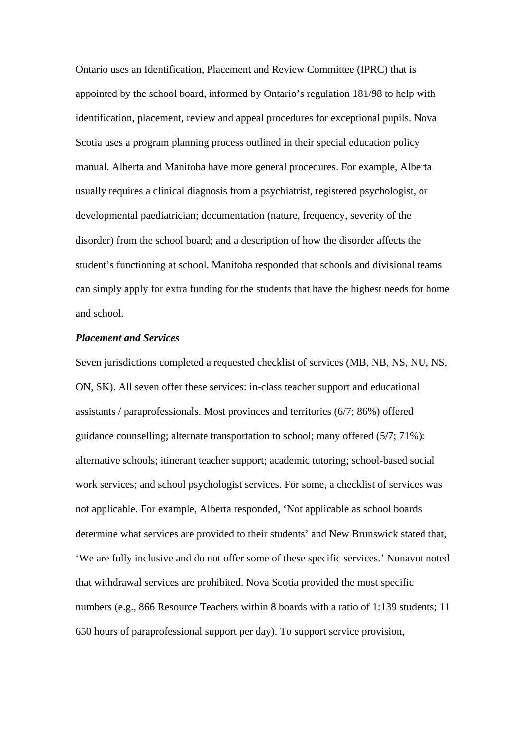Ontario uses an Identification, Placement and Review Committee (IPRC) that is appointed by the school board, informed by Ontario's regulation 181/98 to help with identification, placement, review and appeal procedures for exceptional pupils. Nova Scotia uses a program planning process outlined in their special education policy manual. Alberta and Manitoba have more general procedures. For example, Alberta usually requires a clinical diagnosis from a psychiatrist, registered psychologist, or developmental paediatrician; documentation (nature, frequency, severity of the disorder) from the school board; and a description of how the disorder affects the student's functioning at school. Manitoba responded that schools and divisional teams can simply apply for extra funding for the students that have the highest needs for home and school.

***Placement and Services***

Seven jurisdictions completed a requested checklist of services (MB, NB, NS, NU, NS, ON, SK). All seven offer these services: in-class teacher support and educational assistants / paraprofessionals. Most provinces and territories (6/7; 86%) offered guidance counselling; alternate transportation to school; many offered (5/7; 71%): alternative schools; itinerant teacher support; academic tutoring; school-based social work services; and school psychologist services. For some, a checklist of services was not applicable. For example, Alberta responded, 'Not applicable as school boards determine what services are provided to their students' and New Brunswick stated that, 'We are fully inclusive and do not offer some of these specific services.' Nunavut noted that withdrawal services are prohibited. Nova Scotia provided the most specific numbers (e.g., 866 Resource Teachers within 8 boards with a ratio of 1:139 students; 11 650 hours of paraprofessional support per day). To support service provision,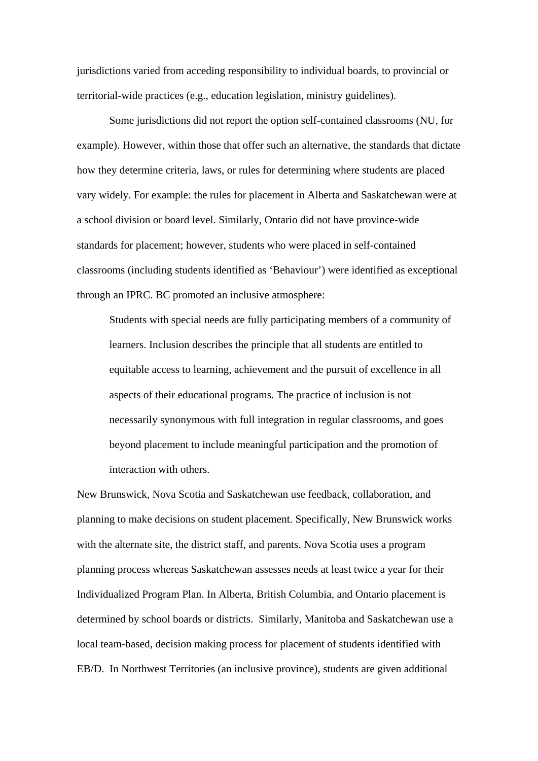jurisdictions varied from acceding responsibility to individual boards, to provincial or territorial-wide practices (e.g., education legislation, ministry guidelines).

Some jurisdictions did not report the option self-contained classrooms (NU, for example). However, within those that offer such an alternative, the standards that dictate how they determine criteria, laws, or rules for determining where students are placed vary widely. For example: the rules for placement in Alberta and Saskatchewan were at a school division or board level. Similarly, Ontario did not have province-wide standards for placement; however, students who were placed in self-contained classrooms (including students identified as 'Behaviour') were identified as exceptional through an IPRC. BC promoted an inclusive atmosphere:

> Students with special needs are fully participating members of a community of learners. Inclusion describes the principle that all students are entitled to equitable access to learning, achievement and the pursuit of excellence in all aspects of their educational programs. The practice of inclusion is not necessarily synonymous with full integration in regular classrooms, and goes beyond placement to include meaningful participation and the promotion of interaction with others.

New Brunswick, Nova Scotia and Saskatchewan use feedback, collaboration, and planning to make decisions on student placement. Specifically, New Brunswick works with the alternate site, the district staff, and parents. Nova Scotia uses a program planning process whereas Saskatchewan assesses needs at least twice a year for their Individualized Program Plan. In Alberta, British Columbia, and Ontario placement is determined by school boards or districts. Similarly, Manitoba and Saskatchewan use a local team-based, decision making process for placement of students identified with EB/D. In Northwest Territories (an inclusive province), students are given additional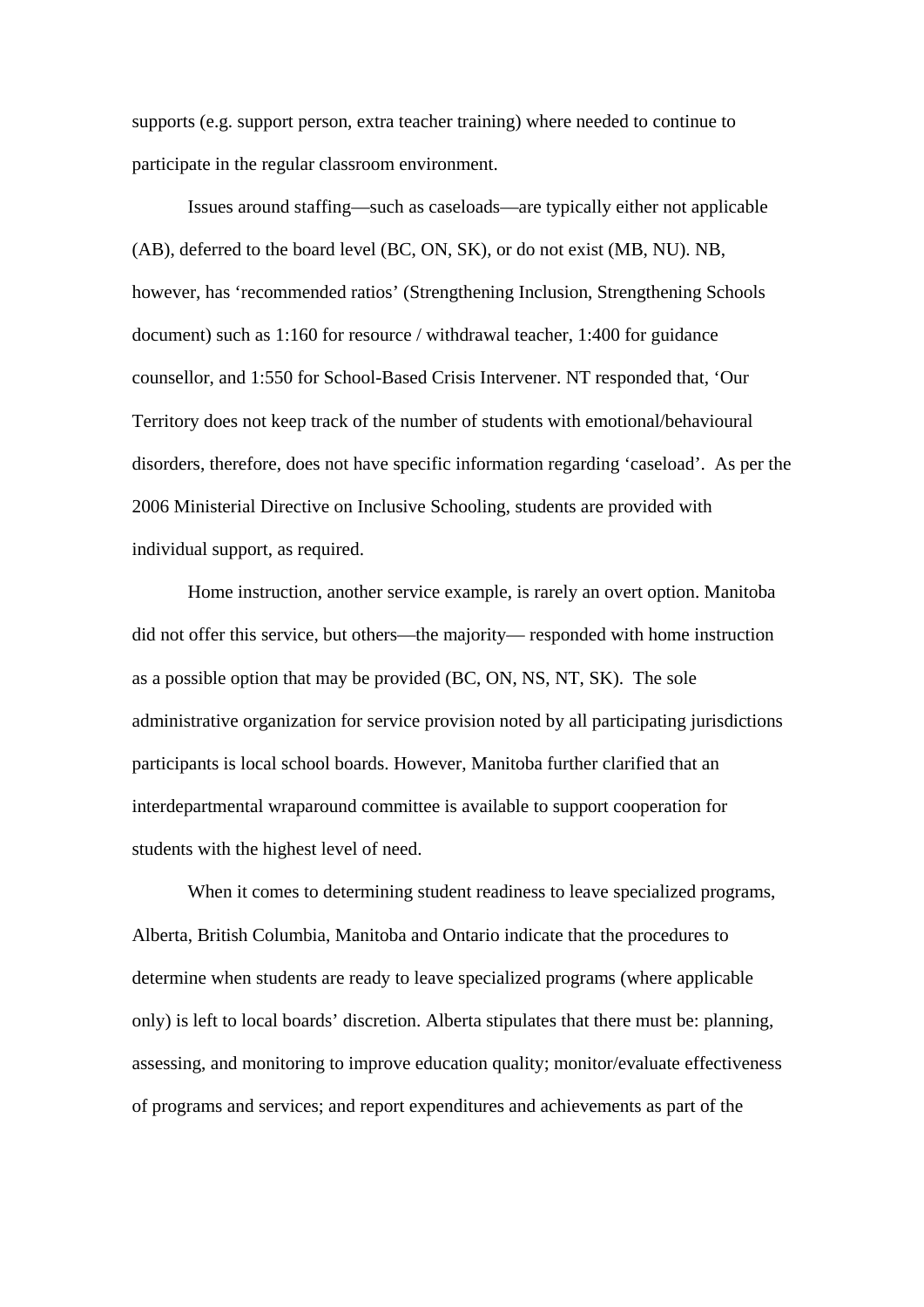supports (e.g. support person, extra teacher training) where needed to continue to participate in the regular classroom environment.

Issues around staffing—such as caseloads—are typically either not applicable (AB), deferred to the board level (BC, ON, SK), or do not exist (MB, NU). NB, however, has 'recommended ratios' (Strengthening Inclusion, Strengthening Schools document) such as 1:160 for resource / withdrawal teacher, 1:400 for guidance counsellor, and 1:550 for School-Based Crisis Intervener. NT responded that, 'Our Territory does not keep track of the number of students with emotional/behavioural disorders, therefore, does not have specific information regarding 'caseload'. As per the 2006 Ministerial Directive on Inclusive Schooling, students are provided with individual support, as required.

Home instruction, another service example, is rarely an overt option. Manitoba did not offer this service, but others—the majority— responded with home instruction as a possible option that may be provided (BC, ON, NS, NT, SK). The sole administrative organization for service provision noted by all participating jurisdictions participants is local school boards. However, Manitoba further clarified that an interdepartmental wraparound committee is available to support cooperation for students with the highest level of need.

When it comes to determining student readiness to leave specialized programs, Alberta, British Columbia, Manitoba and Ontario indicate that the procedures to determine when students are ready to leave specialized programs (where applicable only) is left to local boards' discretion. Alberta stipulates that there must be: planning, assessing, and monitoring to improve education quality; monitor/evaluate effectiveness of programs and services; and report expenditures and achievements as part of the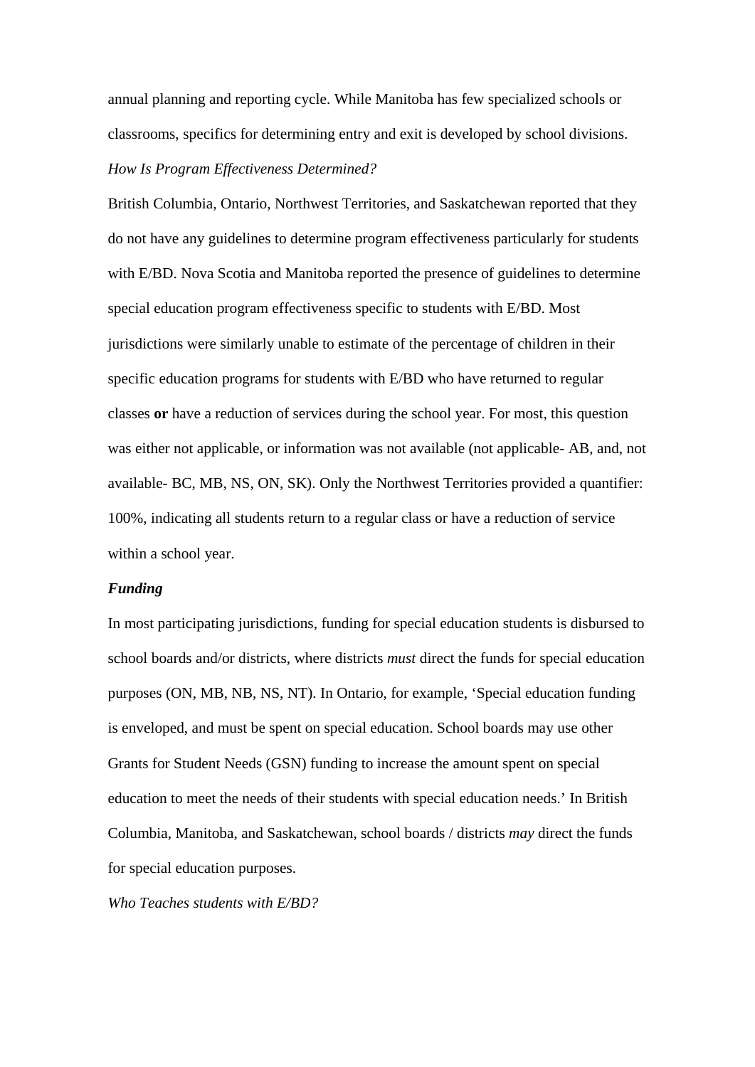annual planning and reporting cycle. While Manitoba has few specialized schools or classrooms, specifics for determining entry and exit is developed by school divisions.

*How Is Program Effectiveness Determined?*

British Columbia, Ontario, Northwest Territories, and Saskatchewan reported that they do not have any guidelines to determine program effectiveness particularly for students with E/BD. Nova Scotia and Manitoba reported the presence of guidelines to determine special education program effectiveness specific to students with E/BD. Most jurisdictions were similarly unable to estimate of the percentage of children in their specific education programs for students with E/BD who have returned to regular classes **or** have a reduction of services during the school year. For most, this question was either not applicable, or information was not available (not applicable- AB, and, not available- BC, MB, NS, ON, SK). Only the Northwest Territories provided a quantifier: 100%, indicating all students return to a regular class or have a reduction of service within a school year.

***Funding***

In most participating jurisdictions, funding for special education students is disbursed to school boards and/or districts, where districts *must* direct the funds for special education purposes (ON, MB, NB, NS, NT). In Ontario, for example, 'Special education funding is enveloped, and must be spent on special education. School boards may use other Grants for Student Needs (GSN) funding to increase the amount spent on special education to meet the needs of their students with special education needs.' In British Columbia, Manitoba, and Saskatchewan, school boards / districts *may* direct the funds for special education purposes.

*Who Teaches students with E/BD?*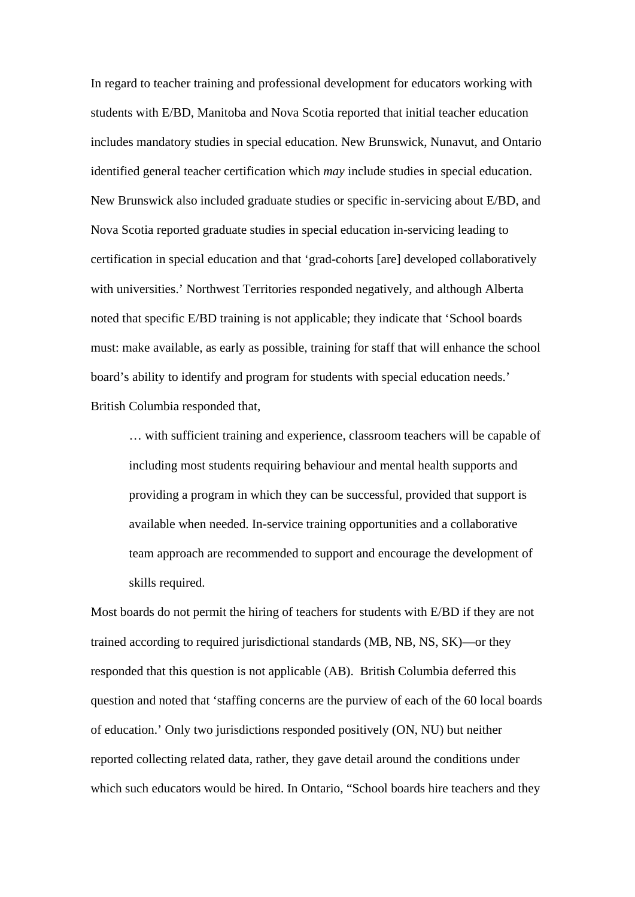In regard to teacher training and professional development for educators working with students with E/BD, Manitoba and Nova Scotia reported that initial teacher education includes mandatory studies in special education. New Brunswick, Nunavut, and Ontario identified general teacher certification which *may* include studies in special education. New Brunswick also included graduate studies or specific in-servicing about E/BD, and Nova Scotia reported graduate studies in special education in-servicing leading to certification in special education and that 'grad-cohorts [are] developed collaboratively with universities.' Northwest Territories responded negatively, and although Alberta noted that specific E/BD training is not applicable; they indicate that 'School boards must: make available, as early as possible, training for staff that will enhance the school board's ability to identify and program for students with special education needs.' British Columbia responded that,

> … with sufficient training and experience, classroom teachers will be capable of including most students requiring behaviour and mental health supports and providing a program in which they can be successful, provided that support is available when needed. In-service training opportunities and a collaborative team approach are recommended to support and encourage the development of skills required.

Most boards do not permit the hiring of teachers for students with E/BD if they are not trained according to required jurisdictional standards (MB, NB, NS, SK)—or they responded that this question is not applicable (AB). British Columbia deferred this question and noted that 'staffing concerns are the purview of each of the 60 local boards of education.' Only two jurisdictions responded positively (ON, NU) but neither reported collecting related data, rather, they gave detail around the conditions under which such educators would be hired. In Ontario, "School boards hire teachers and they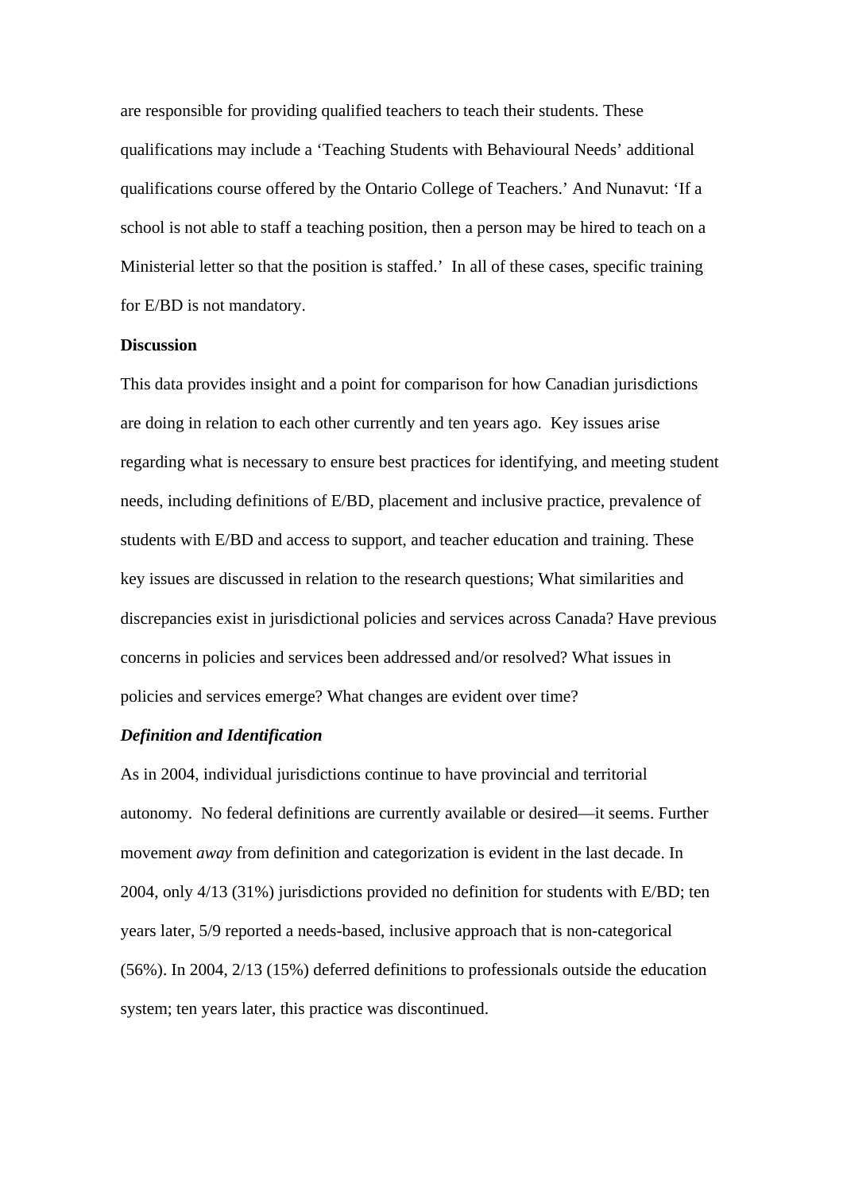are responsible for providing qualified teachers to teach their students. These qualifications may include a 'Teaching Students with Behavioural Needs' additional qualifications course offered by the Ontario College of Teachers.' And Nunavut: 'If a school is not able to staff a teaching position, then a person may be hired to teach on a Ministerial letter so that the position is staffed.' In all of these cases, specific training for E/BD is not mandatory.

**Discussion**

This data provides insight and a point for comparison for how Canadian jurisdictions are doing in relation to each other currently and ten years ago. Key issues arise regarding what is necessary to ensure best practices for identifying, and meeting student needs, including definitions of E/BD, placement and inclusive practice, prevalence of students with E/BD and access to support, and teacher education and training. These key issues are discussed in relation to the research questions; What similarities and discrepancies exist in jurisdictional policies and services across Canada? Have previous concerns in policies and services been addressed and/or resolved? What issues in policies and services emerge? What changes are evident over time?

***Definition and Identification***

As in 2004, individual jurisdictions continue to have provincial and territorial autonomy. No federal definitions are currently available or desired—it seems. Further movement *away* from definition and categorization is evident in the last decade. In 2004, only 4/13 (31%) jurisdictions provided no definition for students with E/BD; ten years later, 5/9 reported a needs-based, inclusive approach that is non-categorical (56%). In 2004, 2/13 (15%) deferred definitions to professionals outside the education system; ten years later, this practice was discontinued.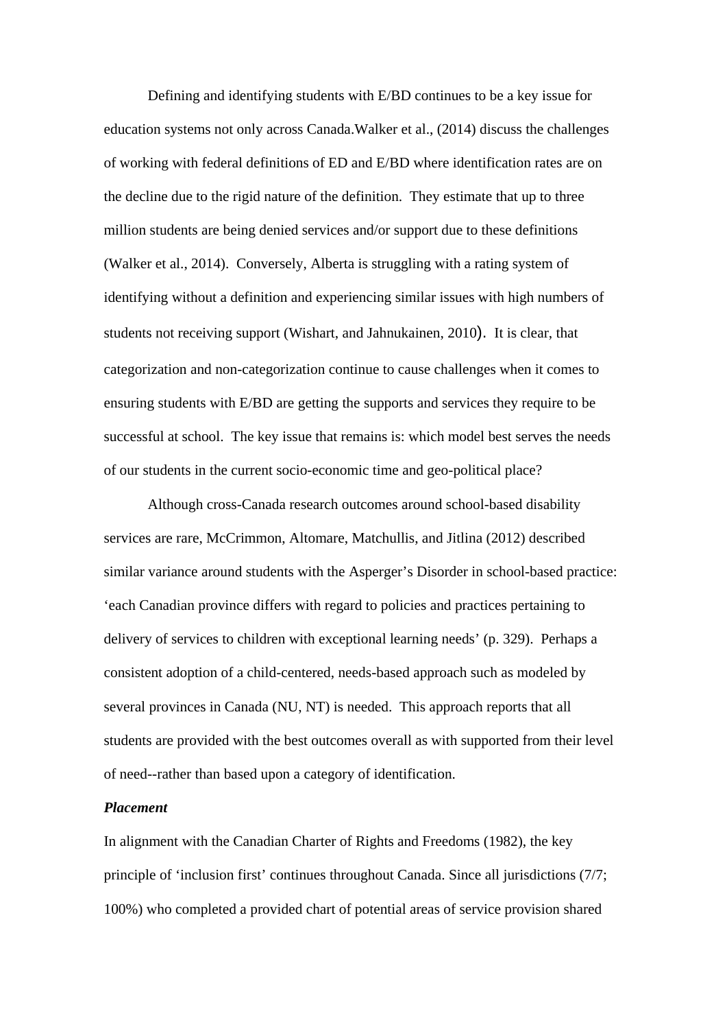Defining and identifying students with E/BD continues to be a key issue for education systems not only across Canada.Walker et al., (2014) discuss the challenges of working with federal definitions of ED and E/BD where identification rates are on the decline due to the rigid nature of the definition. They estimate that up to three million students are being denied services and/or support due to these definitions (Walker et al., 2014). Conversely, Alberta is struggling with a rating system of identifying without a definition and experiencing similar issues with high numbers of students not receiving support (Wishart, and Jahnukainen, 2010). It is clear, that categorization and non-categorization continue to cause challenges when it comes to ensuring students with E/BD are getting the supports and services they require to be successful at school. The key issue that remains is: which model best serves the needs of our students in the current socio-economic time and geo-political place?

Although cross-Canada research outcomes around school-based disability services are rare, McCrimmon, Altomare, Matchullis, and Jitlina (2012) described similar variance around students with the Asperger's Disorder in school-based practice: 'each Canadian province differs with regard to policies and practices pertaining to delivery of services to children with exceptional learning needs' (p. 329). Perhaps a consistent adoption of a child-centered, needs-based approach such as modeled by several provinces in Canada (NU, NT) is needed. This approach reports that all students are provided with the best outcomes overall as with supported from their level of need--rather than based upon a category of identification.

***Placement***

In alignment with the Canadian Charter of Rights and Freedoms (1982), the key principle of 'inclusion first' continues throughout Canada. Since all jurisdictions (7/7; 100%) who completed a provided chart of potential areas of service provision shared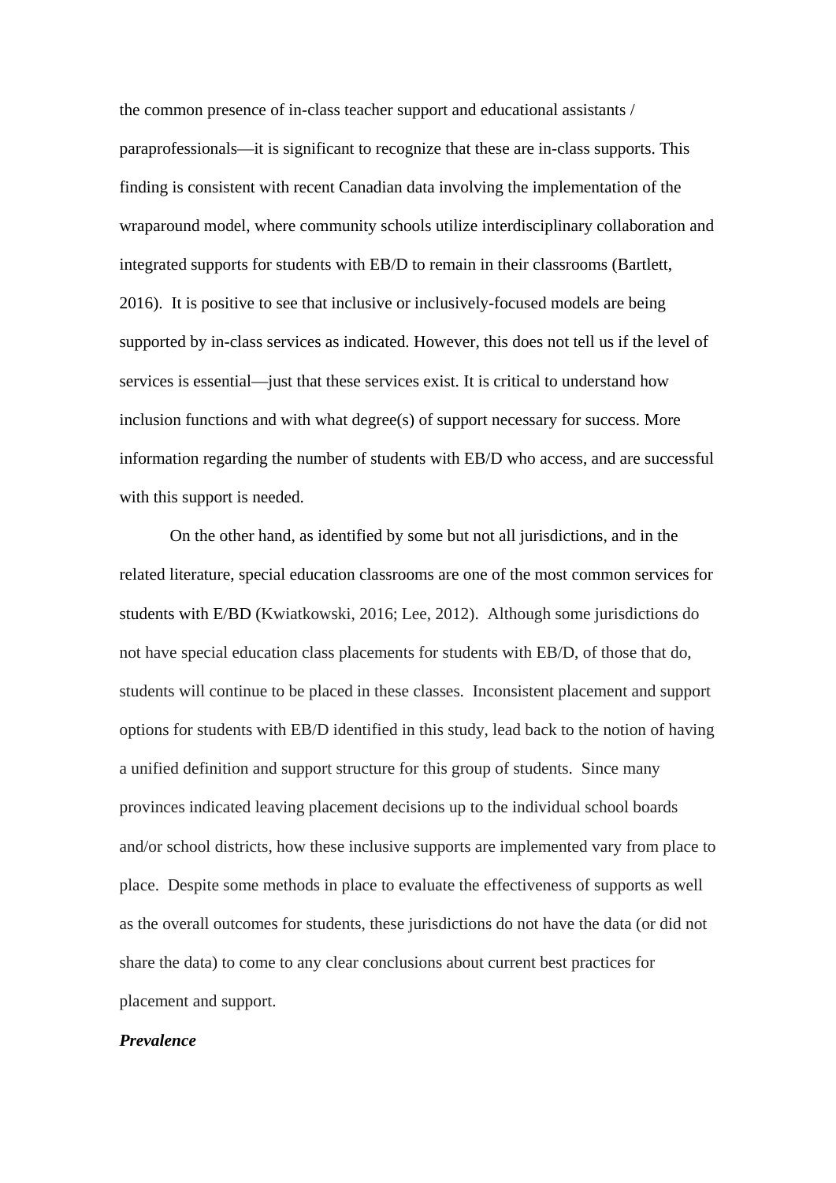the common presence of in-class teacher support and educational assistants / paraprofessionals—it is significant to recognize that these are in-class supports. This finding is consistent with recent Canadian data involving the implementation of the wraparound model, where community schools utilize interdisciplinary collaboration and integrated supports for students with EB/D to remain in their classrooms (Bartlett, 2016). It is positive to see that inclusive or inclusively-focused models are being supported by in-class services as indicated. However, this does not tell us if the level of services is essential—just that these services exist. It is critical to understand how inclusion functions and with what degree(s) of support necessary for success. More information regarding the number of students with EB/D who access, and are successful with this support is needed.

On the other hand, as identified by some but not all jurisdictions, and in the related literature, special education classrooms are one of the most common services for students with E/BD (Kwiatkowski, 2016; Lee, 2012). Although some jurisdictions do not have special education class placements for students with EB/D, of those that do, students will continue to be placed in these classes. Inconsistent placement and support options for students with EB/D identified in this study, lead back to the notion of having a unified definition and support structure for this group of students. Since many provinces indicated leaving placement decisions up to the individual school boards and/or school districts, how these inclusive supports are implemented vary from place to place. Despite some methods in place to evaluate the effectiveness of supports as well as the overall outcomes for students, these jurisdictions do not have the data (or did not share the data) to come to any clear conclusions about current best practices for placement and support.

***Prevalence***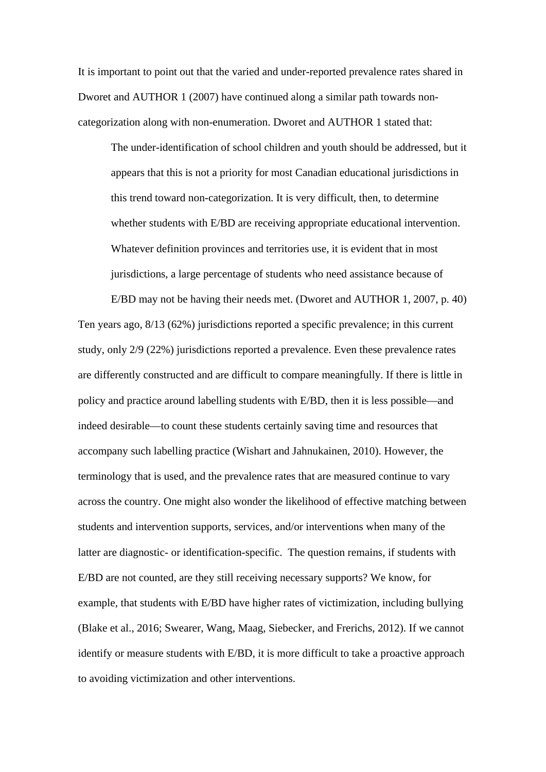It is important to point out that the varied and under-reported prevalence rates shared in Dworet and AUTHOR 1 (2007) have continued along a similar path towards non-categorization along with non-enumeration. Dworet and AUTHOR 1 stated that:

> The under-identification of school children and youth should be addressed, but it appears that this is not a priority for most Canadian educational jurisdictions in this trend toward non-categorization. It is very difficult, then, to determine whether students with E/BD are receiving appropriate educational intervention. Whatever definition provinces and territories use, it is evident that in most jurisdictions, a large percentage of students who need assistance because of E/BD may not be having their needs met. (Dworet and AUTHOR 1, 2007, p. 40)

Ten years ago, 8/13 (62%) jurisdictions reported a specific prevalence; in this current study, only 2/9 (22%) jurisdictions reported a prevalence. Even these prevalence rates are differently constructed and are difficult to compare meaningfully. If there is little in policy and practice around labelling students with E/BD, then it is less possible—and indeed desirable—to count these students certainly saving time and resources that accompany such labelling practice (Wishart and Jahnukainen, 2010). However, the terminology that is used, and the prevalence rates that are measured continue to vary across the country. One might also wonder the likelihood of effective matching between students and intervention supports, services, and/or interventions when many of the latter are diagnostic- or identification-specific. The question remains, if students with E/BD are not counted, are they still receiving necessary supports? We know, for example, that students with E/BD have higher rates of victimization, including bullying (Blake et al., 2016; Swearer, Wang, Maag, Siebecker, and Frerichs, 2012). If we cannot identify or measure students with E/BD, it is more difficult to take a proactive approach to avoiding victimization and other interventions.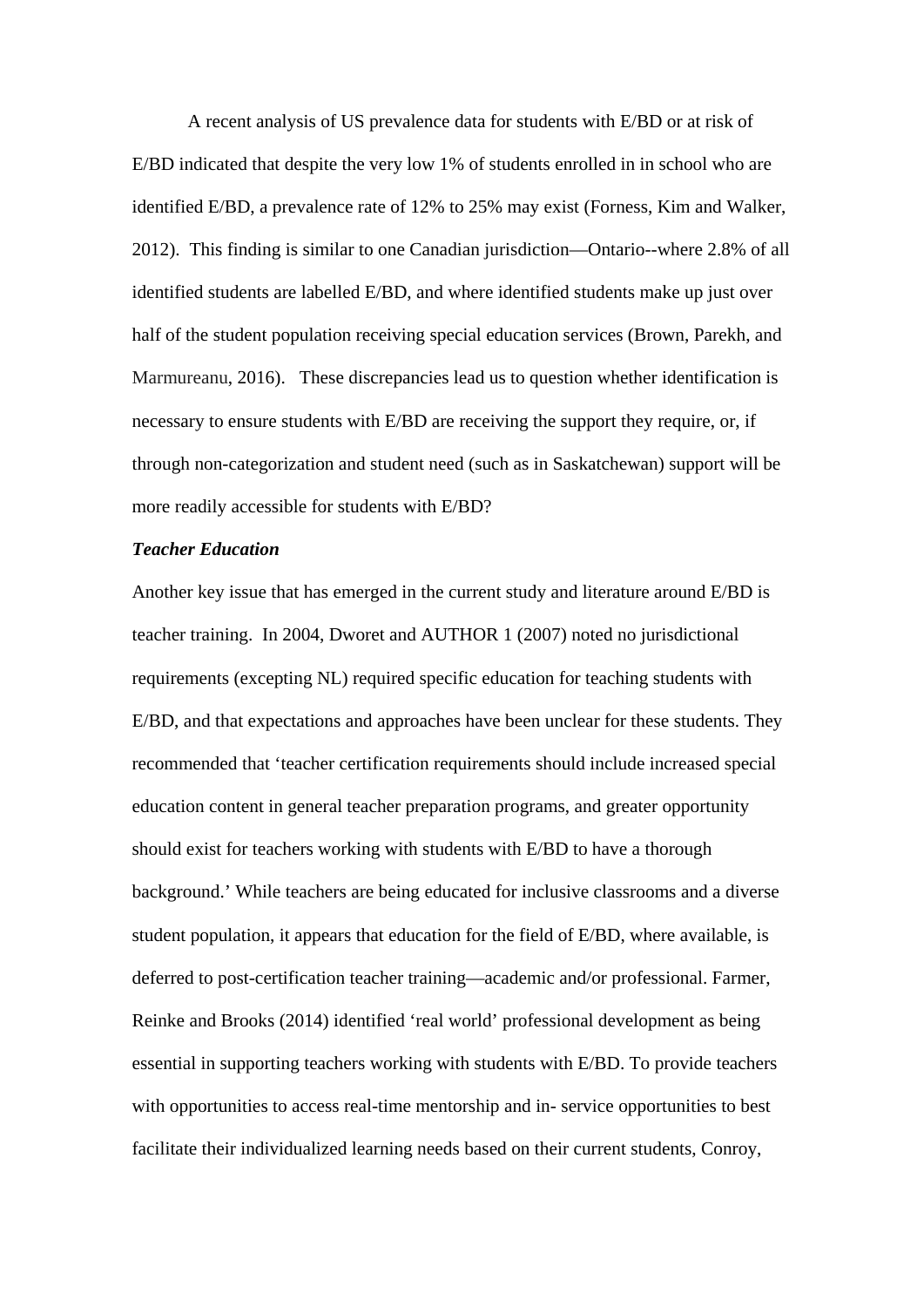A recent analysis of US prevalence data for students with E/BD or at risk of E/BD indicated that despite the very low 1% of students enrolled in in school who are identified E/BD, a prevalence rate of 12% to 25% may exist (Forness, Kim and Walker, 2012). This finding is similar to one Canadian jurisdiction—Ontario--where 2.8% of all identified students are labelled E/BD, and where identified students make up just over half of the student population receiving special education services (Brown, Parekh, and Marmureanu, 2016). These discrepancies lead us to question whether identification is necessary to ensure students with E/BD are receiving the support they require, or, if through non-categorization and student need (such as in Saskatchewan) support will be more readily accessible for students with E/BD?

***Teacher Education***

Another key issue that has emerged in the current study and literature around E/BD is teacher training. In 2004, Dworet and AUTHOR 1 (2007) noted no jurisdictional requirements (excepting NL) required specific education for teaching students with E/BD, and that expectations and approaches have been unclear for these students. They recommended that 'teacher certification requirements should include increased special education content in general teacher preparation programs, and greater opportunity should exist for teachers working with students with E/BD to have a thorough background.' While teachers are being educated for inclusive classrooms and a diverse student population, it appears that education for the field of E/BD, where available, is deferred to post-certification teacher training—academic and/or professional. Farmer, Reinke and Brooks (2014) identified 'real world' professional development as being essential in supporting teachers working with students with E/BD. To provide teachers with opportunities to access real-time mentorship and in- service opportunities to best facilitate their individualized learning needs based on their current students, Conroy,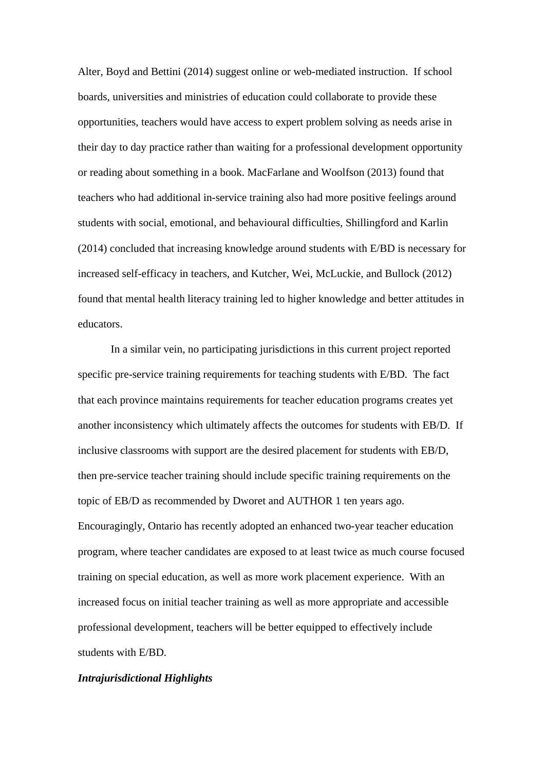Alter, Boyd and Bettini (2014) suggest online or web-mediated instruction. If school boards, universities and ministries of education could collaborate to provide these opportunities, teachers would have access to expert problem solving as needs arise in their day to day practice rather than waiting for a professional development opportunity or reading about something in a book. MacFarlane and Woolfson (2013) found that teachers who had additional in-service training also had more positive feelings around students with social, emotional, and behavioural difficulties, Shillingford and Karlin (2014) concluded that increasing knowledge around students with E/BD is necessary for increased self-efficacy in teachers, and Kutcher, Wei, McLuckie, and Bullock (2012) found that mental health literacy training led to higher knowledge and better attitudes in educators.

In a similar vein, no participating jurisdictions in this current project reported specific pre-service training requirements for teaching students with E/BD. The fact that each province maintains requirements for teacher education programs creates yet another inconsistency which ultimately affects the outcomes for students with EB/D. If inclusive classrooms with support are the desired placement for students with EB/D, then pre-service teacher training should include specific training requirements on the topic of EB/D as recommended by Dworet and AUTHOR 1 ten years ago. Encouragingly, Ontario has recently adopted an enhanced two-year teacher education program, where teacher candidates are exposed to at least twice as much course focused training on special education, as well as more work placement experience. With an increased focus on initial teacher training as well as more appropriate and accessible professional development, teachers will be better equipped to effectively include students with E/BD.

***Intrajurisdictional Highlights***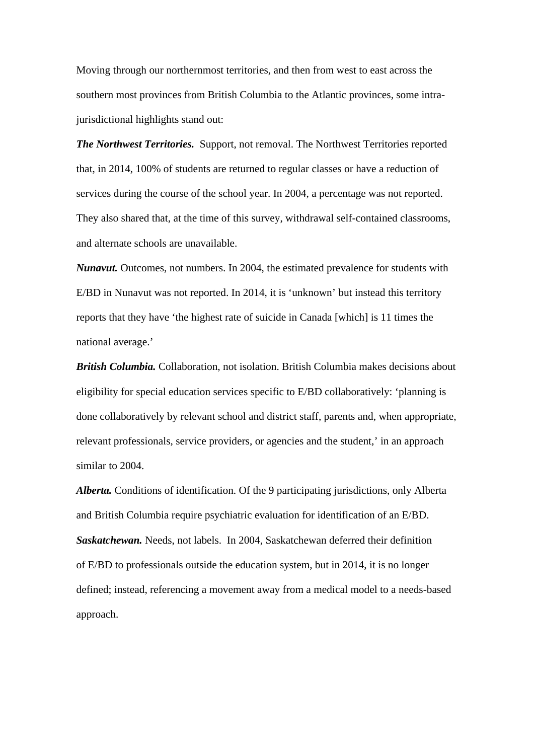Moving through our northernmost territories, and then from west to east across the southern most provinces from British Columbia to the Atlantic provinces, some intra-jurisdictional highlights stand out:

***The Northwest Territories.*** Support, not removal. The Northwest Territories reported that, in 2014, 100% of students are returned to regular classes or have a reduction of services during the course of the school year. In 2004, a percentage was not reported. They also shared that, at the time of this survey, withdrawal self-contained classrooms, and alternate schools are unavailable.

***Nunavut.*** Outcomes, not numbers. In 2004, the estimated prevalence for students with E/BD in Nunavut was not reported. In 2014, it is 'unknown' but instead this territory reports that they have 'the highest rate of suicide in Canada [which] is 11 times the national average.'

***British Columbia.*** Collaboration, not isolation. British Columbia makes decisions about eligibility for special education services specific to E/BD collaboratively: 'planning is done collaboratively by relevant school and district staff, parents and, when appropriate, relevant professionals, service providers, or agencies and the student,' in an approach similar to 2004.

***Alberta.*** Conditions of identification. Of the 9 participating jurisdictions, only Alberta and British Columbia require psychiatric evaluation for identification of an E/BD.

***Saskatchewan.*** Needs, not labels. In 2004, Saskatchewan deferred their definition of E/BD to professionals outside the education system, but in 2014, it is no longer defined; instead, referencing a movement away from a medical model to a needs-based approach.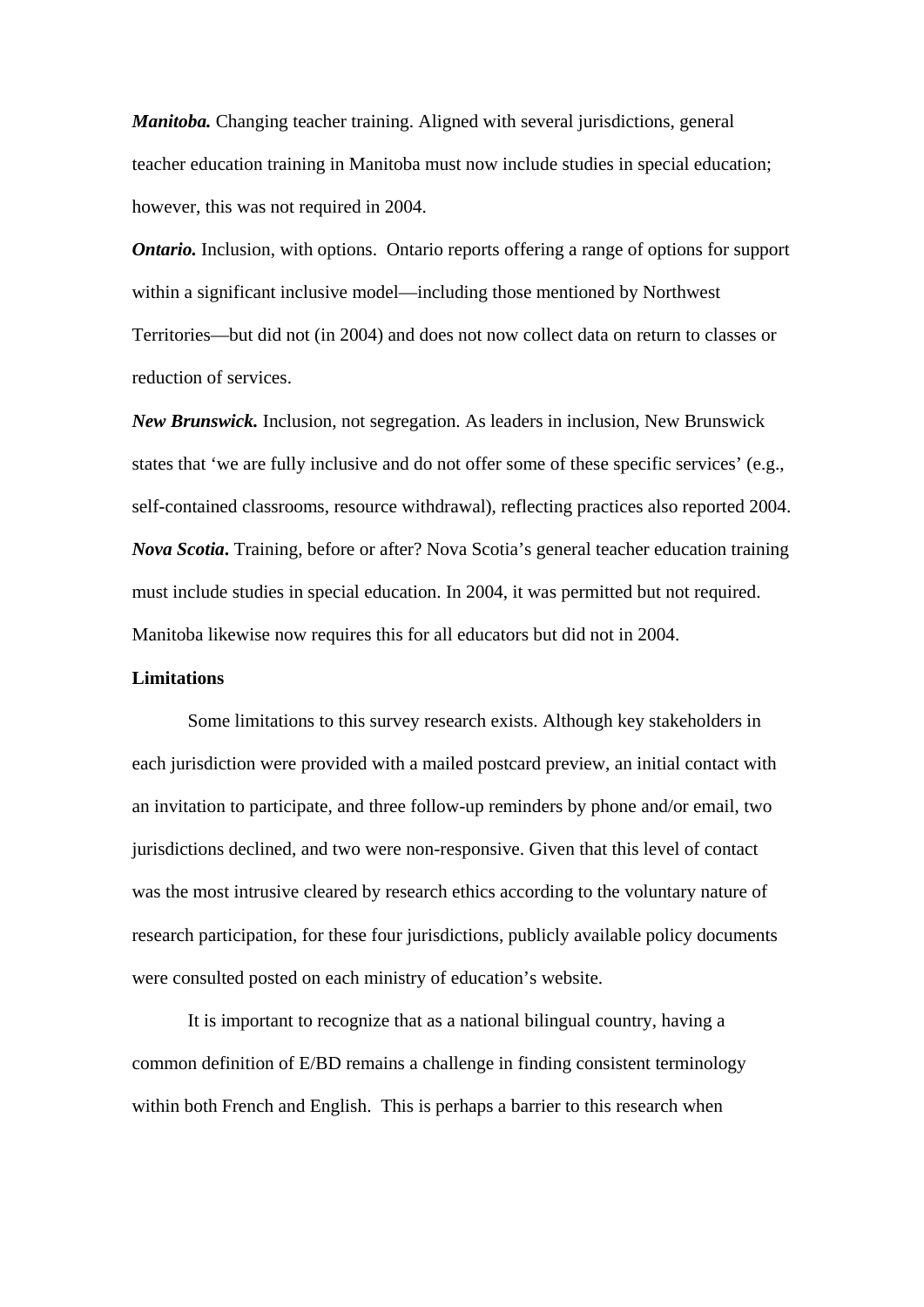***Manitoba.*** Changing teacher training. Aligned with several jurisdictions, general teacher education training in Manitoba must now include studies in special education; however, this was not required in 2004.

***Ontario.*** Inclusion, with options. Ontario reports offering a range of options for support within a significant inclusive model—including those mentioned by Northwest Territories—but did not (in 2004) and does not now collect data on return to classes or reduction of services.

***New Brunswick.*** Inclusion, not segregation. As leaders in inclusion, New Brunswick states that 'we are fully inclusive and do not offer some of these specific services' (e.g., self-contained classrooms, resource withdrawal), reflecting practices also reported 2004.

***Nova Scotia*****.** Training, before or after? Nova Scotia's general teacher education training must include studies in special education. In 2004, it was permitted but not required. Manitoba likewise now requires this for all educators but did not in 2004.

**Limitations**

Some limitations to this survey research exists. Although key stakeholders in each jurisdiction were provided with a mailed postcard preview, an initial contact with an invitation to participate, and three follow-up reminders by phone and/or email, two jurisdictions declined, and two were non-responsive. Given that this level of contact was the most intrusive cleared by research ethics according to the voluntary nature of research participation, for these four jurisdictions, publicly available policy documents were consulted posted on each ministry of education's website.

It is important to recognize that as a national bilingual country, having a common definition of E/BD remains a challenge in finding consistent terminology within both French and English. This is perhaps a barrier to this research when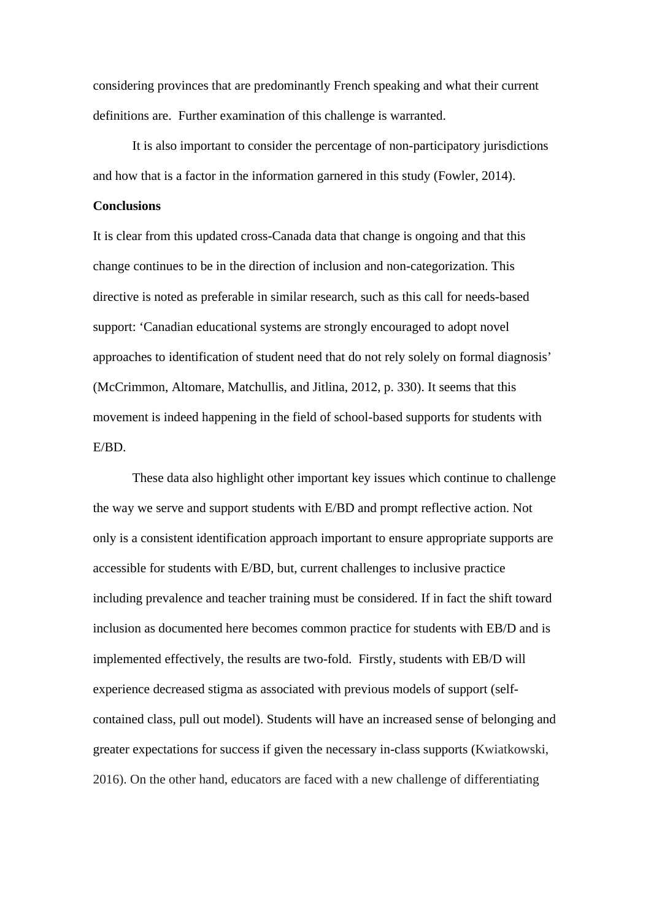considering provinces that are predominantly French speaking and what their current definitions are.  Further examination of this challenge is warranted.

It is also important to consider the percentage of non-participatory jurisdictions and how that is a factor in the information garnered in this study (Fowler, 2014).

**Conclusions**

It is clear from this updated cross-Canada data that change is ongoing and that this change continues to be in the direction of inclusion and non-categorization. This directive is noted as preferable in similar research, such as this call for needs-based support: 'Canadian educational systems are strongly encouraged to adopt novel approaches to identification of student need that do not rely solely on formal diagnosis' (McCrimmon, Altomare, Matchullis, and Jitlina, 2012, p. 330). It seems that this movement is indeed happening in the field of school-based supports for students with E/BD.

These data also highlight other important key issues which continue to challenge the way we serve and support students with E/BD and prompt reflective action. Not only is a consistent identification approach important to ensure appropriate supports are accessible for students with E/BD, but, current challenges to inclusive practice including prevalence and teacher training must be considered. If in fact the shift toward inclusion as documented here becomes common practice for students with EB/D and is implemented effectively, the results are two-fold.  Firstly, students with EB/D will experience decreased stigma as associated with previous models of support (self-contained class, pull out model). Students will have an increased sense of belonging and greater expectations for success if given the necessary in-class supports (Kwiatkowski, 2016). On the other hand, educators are faced with a new challenge of differentiating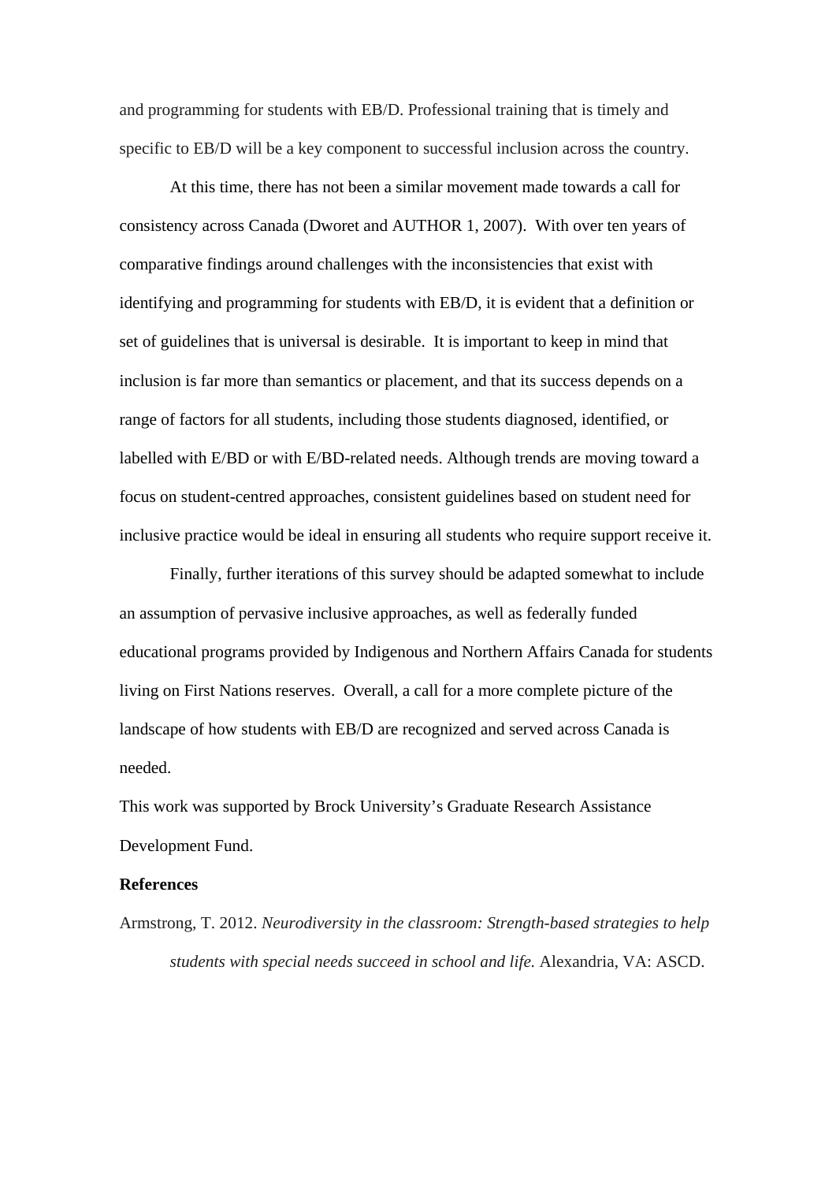and programming for students with EB/D. Professional training that is timely and specific to EB/D will be a key component to successful inclusion across the country.

At this time, there has not been a similar movement made towards a call for consistency across Canada (Dworet and AUTHOR 1, 2007). With over ten years of comparative findings around challenges with the inconsistencies that exist with identifying and programming for students with EB/D, it is evident that a definition or set of guidelines that is universal is desirable. It is important to keep in mind that inclusion is far more than semantics or placement, and that its success depends on a range of factors for all students, including those students diagnosed, identified, or labelled with E/BD or with E/BD-related needs. Although trends are moving toward a focus on student-centred approaches, consistent guidelines based on student need for inclusive practice would be ideal in ensuring all students who require support receive it.

Finally, further iterations of this survey should be adapted somewhat to include an assumption of pervasive inclusive approaches, as well as federally funded educational programs provided by Indigenous and Northern Affairs Canada for students living on First Nations reserves. Overall, a call for a more complete picture of the landscape of how students with EB/D are recognized and served across Canada is needed.

This work was supported by Brock University's Graduate Research Assistance Development Fund.

**References**

Armstrong, T. 2012. *Neurodiversity in the classroom: Strength-based strategies to help students with special needs succeed in school and life.* Alexandria, VA: ASCD.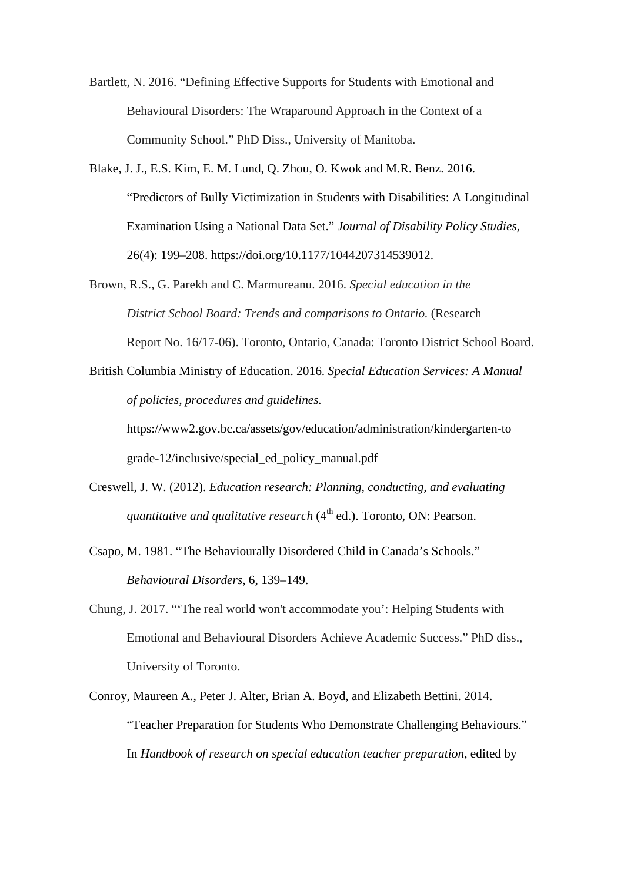Bartlett, N. 2016. “Defining Effective Supports for Students with Emotional and Behavioural Disorders: The Wraparound Approach in the Context of a Community School.” PhD Diss., University of Manitoba.

Blake, J. J., E.S. Kim, E. M. Lund, Q. Zhou, O. Kwok and M.R. Benz. 2016. “Predictors of Bully Victimization in Students with Disabilities: A Longitudinal Examination Using a National Data Set.” *Journal of Disability Policy Studies*, 26(4): 199–208. https://doi.org/10.1177/1044207314539012.

Brown, R.S., G. Parekh and C. Marmureanu. 2016. *Special education in the District School Board: Trends and comparisons to Ontario.* (Research Report No. 16/17-06). Toronto, Ontario, Canada: Toronto District School Board.

British Columbia Ministry of Education. 2016. *Special Education Services: A Manual of policies, procedures and guidelines.* https://www2.gov.bc.ca/assets/gov/education/administration/kindergarten-to grade-12/inclusive/special_ed_policy_manual.pdf

Creswell, J. W. (2012). *Education research: Planning, conducting, and evaluating quantitative and qualitative research* (4th ed.). Toronto, ON: Pearson.

Csapo, M. 1981. “The Behaviourally Disordered Child in Canada’s Schools.” *Behavioural Disorders*, 6, 139–149.

Chung, J. 2017. “‘The real world won't accommodate you’: Helping Students with Emotional and Behavioural Disorders Achieve Academic Success.” PhD diss., University of Toronto.

Conroy, Maureen A., Peter J. Alter, Brian A. Boyd, and Elizabeth Bettini. 2014. “Teacher Preparation for Students Who Demonstrate Challenging Behaviours.” In *Handbook of research on special education teacher preparation,* edited by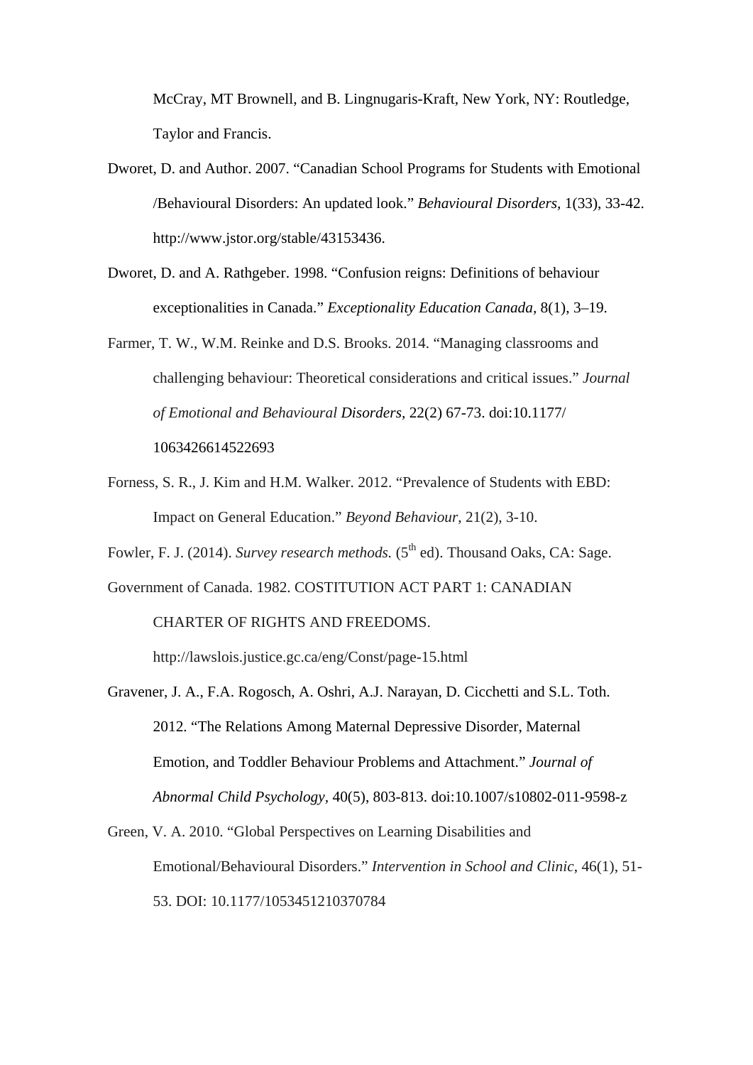McCray, MT Brownell, and B. Lingnugaris-Kraft, New York, NY: Routledge, Taylor and Francis.

Dworet, D. and Author. 2007. “Canadian School Programs for Students with Emotional /Behavioural Disorders: An updated look.” *Behavioural Disorders*, 1(33), 33-42. http://www.jstor.org/stable/43153436.

Dworet, D. and A. Rathgeber. 1998. “Confusion reigns: Definitions of behaviour exceptionalities in Canada.” *Exceptionality Education Canada*, 8(1), 3–19.

Farmer, T. W., W.M. Reinke and D.S. Brooks. 2014. “Managing classrooms and challenging behaviour: Theoretical considerations and critical issues.” *Journal of Emotional and Behavioural Disorders*, 22(2) 67-73. doi:10.1177/ 1063426614522693

Forness, S. R., J. Kim and H.M. Walker. 2012. “Prevalence of Students with EBD: Impact on General Education.” *Beyond Behaviour*, 21(2), 3-10.

Fowler, F. J. (2014). *Survey research methods.* (5th ed). Thousand Oaks, CA: Sage.

Government of Canada. 1982. COSTITUTION ACT PART 1: CANADIAN CHARTER OF RIGHTS AND FREEDOMS. http://lawslois.justice.gc.ca/eng/Const/page-15.html

Gravener, J. A., F.A. Rogosch, A. Oshri, A.J. Narayan, D. Cicchetti and S.L. Toth. 2012. “The Relations Among Maternal Depressive Disorder, Maternal Emotion, and Toddler Behaviour Problems and Attachment.” *Journal of Abnormal Child Psychology*, 40(5), 803-813. doi:10.1007/s10802-011-9598-z

Green, V. A. 2010. “Global Perspectives on Learning Disabilities and Emotional/Behavioural Disorders.” *Intervention in School and Clinic*, 46(1), 51-53. DOI: 10.1177/1053451210370784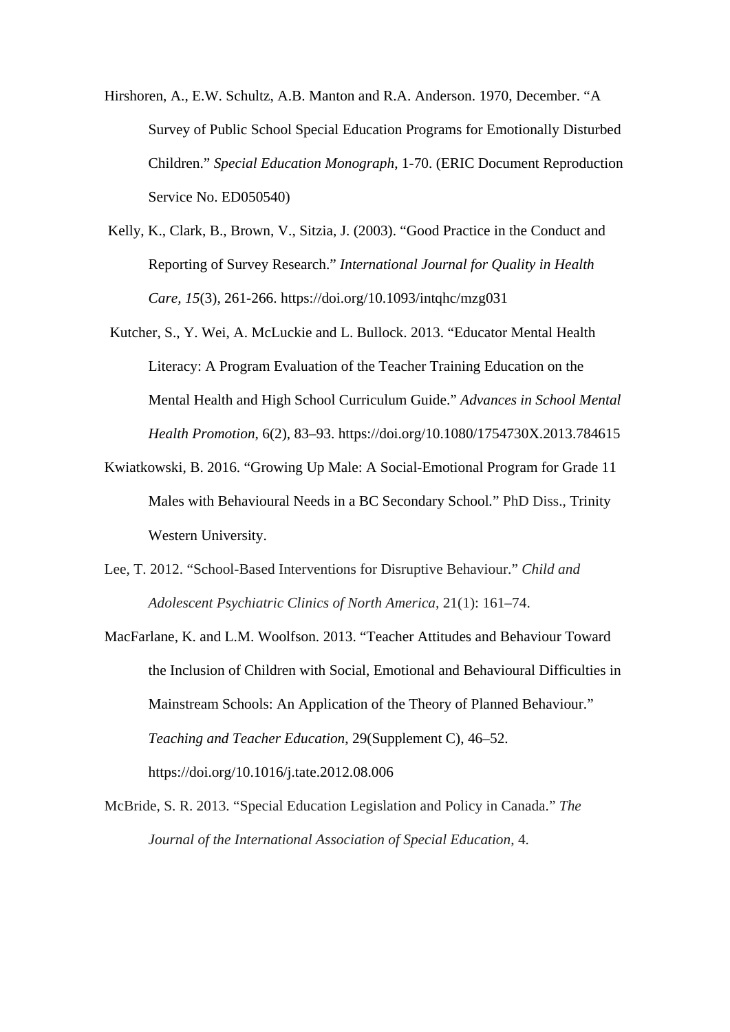Hirshoren, A., E.W. Schultz, A.B. Manton and R.A. Anderson. 1970, December. "A Survey of Public School Special Education Programs for Emotionally Disturbed Children." *Special Education Monograph*, 1-70. (ERIC Document Reproduction Service No. ED050540)

Kelly, K., Clark, B., Brown, V., Sitzia, J. (2003). "Good Practice in the Conduct and Reporting of Survey Research." *International Journal for Quality in Health Care, 15*(3), 261-266. https://doi.org/10.1093/intqhc/mzg031

Kutcher, S., Y. Wei, A. McLuckie and L. Bullock. 2013. "Educator Mental Health Literacy: A Program Evaluation of the Teacher Training Education on the Mental Health and High School Curriculum Guide." *Advances in School Mental Health Promotion*, 6(2), 83–93. https://doi.org/10.1080/1754730X.2013.784615

Kwiatkowski, B. 2016. "Growing Up Male: A Social-Emotional Program for Grade 11 Males with Behavioural Needs in a BC Secondary School." PhD Diss., Trinity Western University.

Lee, T. 2012. "School-Based Interventions for Disruptive Behaviour." *Child and Adolescent Psychiatric Clinics of North America*, 21(1): 161–74.

MacFarlane, K. and L.M. Woolfson. 2013. "Teacher Attitudes and Behaviour Toward the Inclusion of Children with Social, Emotional and Behavioural Difficulties in Mainstream Schools: An Application of the Theory of Planned Behaviour." *Teaching and Teacher Education*, 29(Supplement C), 46–52. https://doi.org/10.1016/j.tate.2012.08.006

McBride, S. R. 2013. "Special Education Legislation and Policy in Canada." *The Journal of the International Association of Special Education*, 4.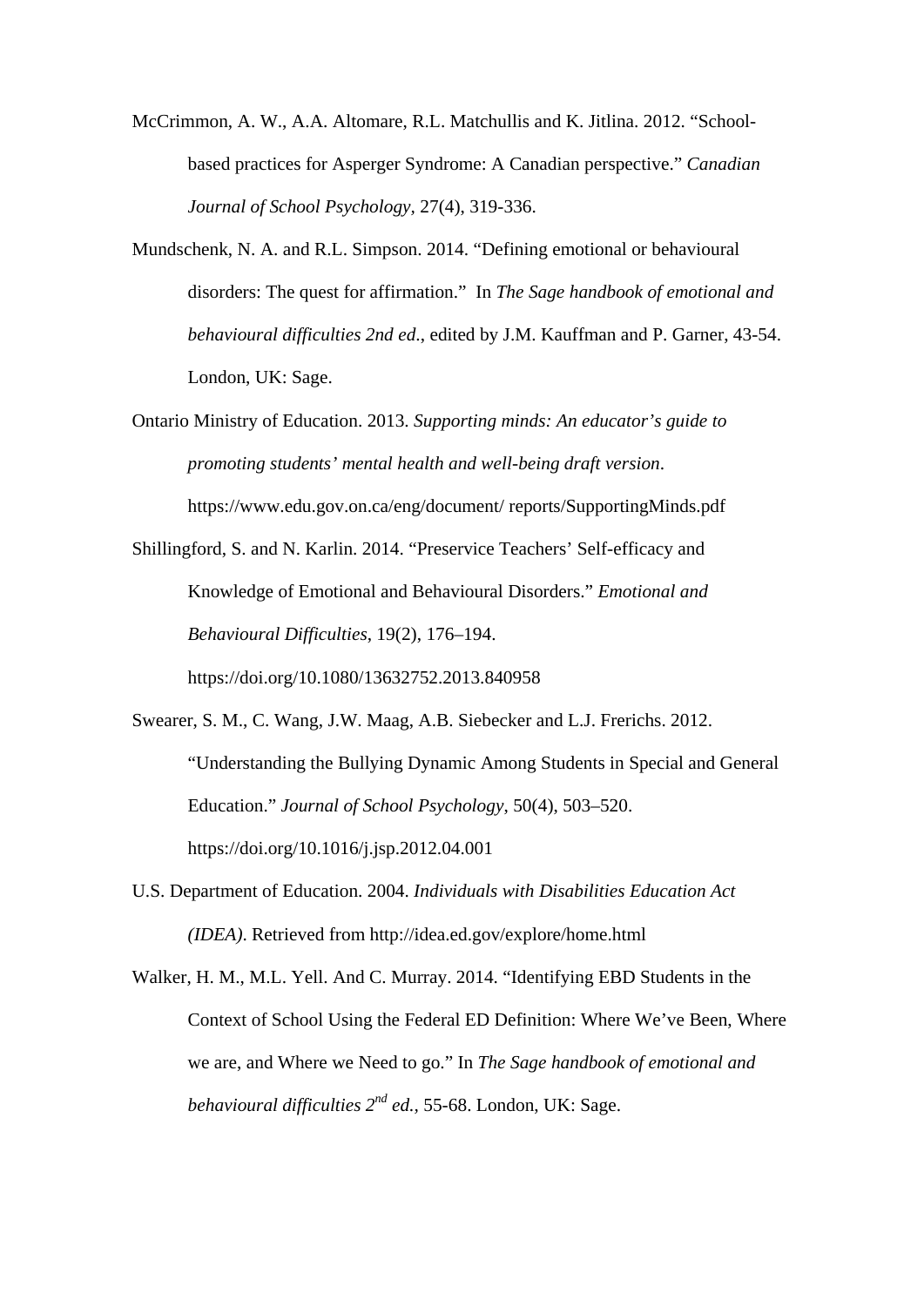McCrimmon, A. W., A.A. Altomare, R.L. Matchullis and K. Jitlina. 2012. "School-based practices for Asperger Syndrome: A Canadian perspective." *Canadian Journal of School Psychology,* 27(4), 319-336.

Mundschenk, N. A. and R.L. Simpson. 2014. "Defining emotional or behavioural disorders: The quest for affirmation." In *The Sage handbook of emotional and behavioural difficulties 2nd ed.*, edited by J.M. Kauffman and P. Garner, 43-54. London, UK: Sage.

Ontario Ministry of Education. 2013. *Supporting minds: An educator's guide to promoting students' mental health and well-being draft version*. https://www.edu.gov.on.ca/eng/document/ reports/SupportingMinds.pdf

Shillingford, S. and N. Karlin. 2014. "Preservice Teachers' Self-efficacy and Knowledge of Emotional and Behavioural Disorders." *Emotional and Behavioural Difficulties*, 19(2), 176–194. https://doi.org/10.1080/13632752.2013.840958

Swearer, S. M., C. Wang, J.W. Maag, A.B. Siebecker and L.J. Frerichs. 2012. "Understanding the Bullying Dynamic Among Students in Special and General Education." *Journal of School Psychology*, 50(4), 503–520. https://doi.org/10.1016/j.jsp.2012.04.001

U.S. Department of Education. 2004. *Individuals with Disabilities Education Act (IDEA)*. Retrieved from http://idea.ed.gov/explore/home.html

Walker, H. M., M.L. Yell. And C. Murray. 2014. "Identifying EBD Students in the Context of School Using the Federal ED Definition: Where We've Been, Where we are, and Where we Need to go." In *The Sage handbook of emotional and behavioural difficulties 2nd ed.*, 55-68. London, UK: Sage.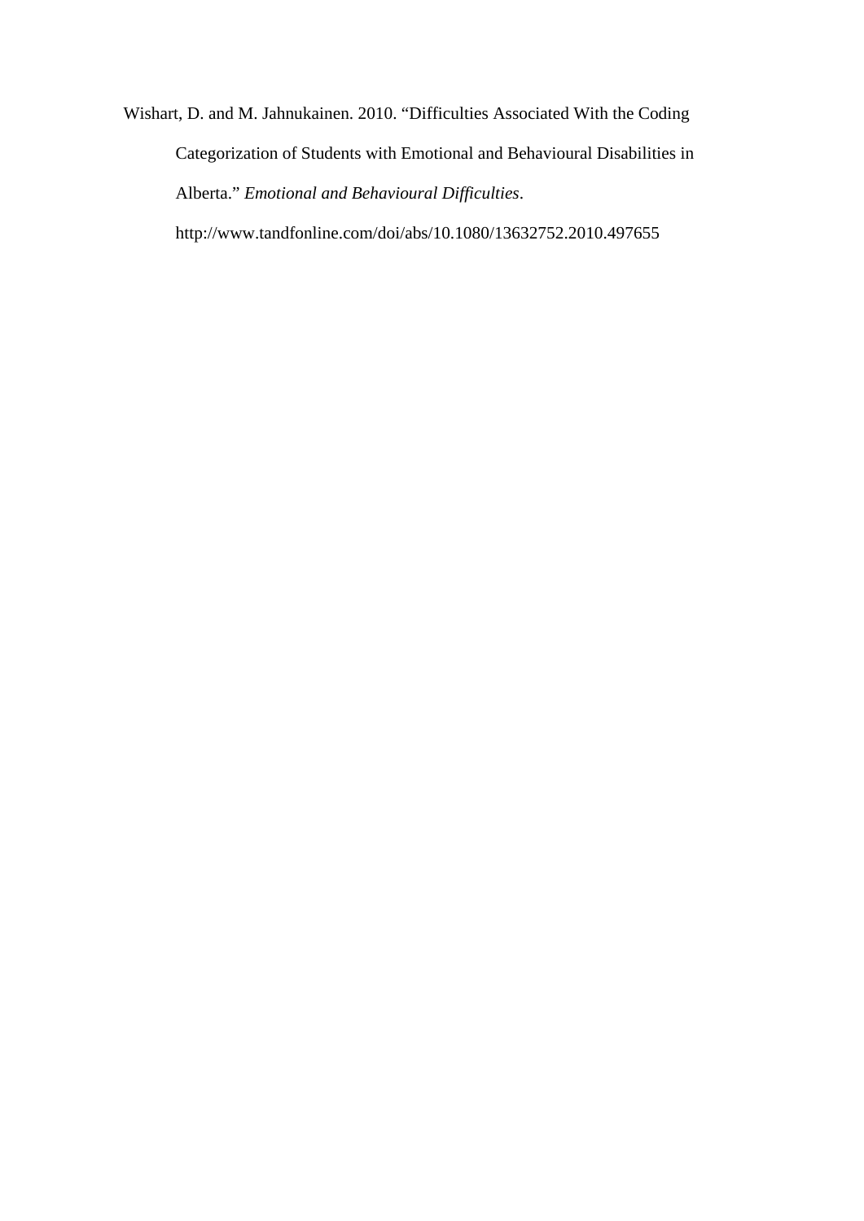Wishart, D. and M. Jahnukainen. 2010. "Difficulties Associated With the Coding Categorization of Students with Emotional and Behavioural Disabilities in Alberta." *Emotional and Behavioural Difficulties*. http://www.tandfonline.com/doi/abs/10.1080/13632752.2010.497655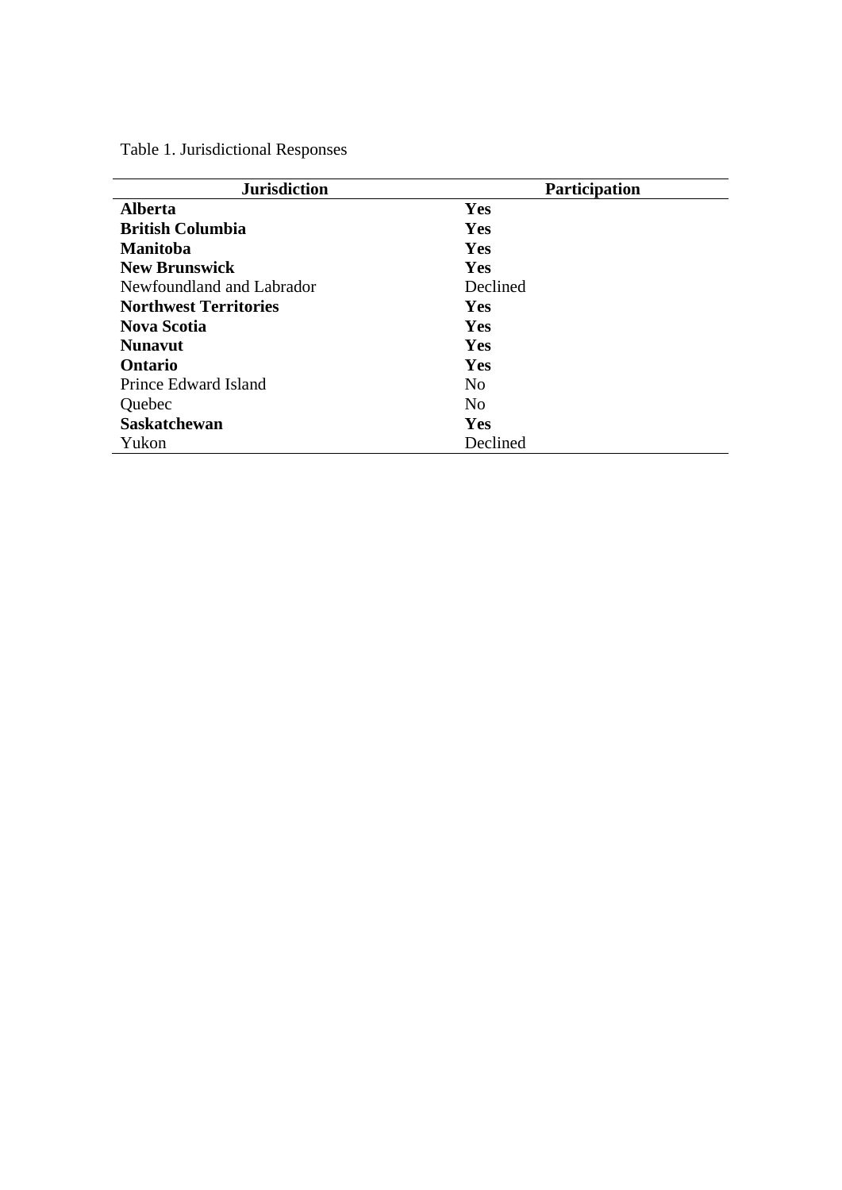Table 1. Jurisdictional Responses

| Jurisdiction | Participation |
| --- | --- |
| **Alberta** | **Yes** |
| **British Columbia** | **Yes** |
| **Manitoba** | **Yes** |
| **New Brunswick** | **Yes** |
| Newfoundland and Labrador | Declined |
| **Northwest Territories** | **Yes** |
| **Nova Scotia** | **Yes** |
| **Nunavut** | **Yes** |
| **Ontario** | **Yes** |
| Prince Edward Island | No |
| Quebec | No |
| **Saskatchewan** | **Yes** |
| Yukon | Declined |